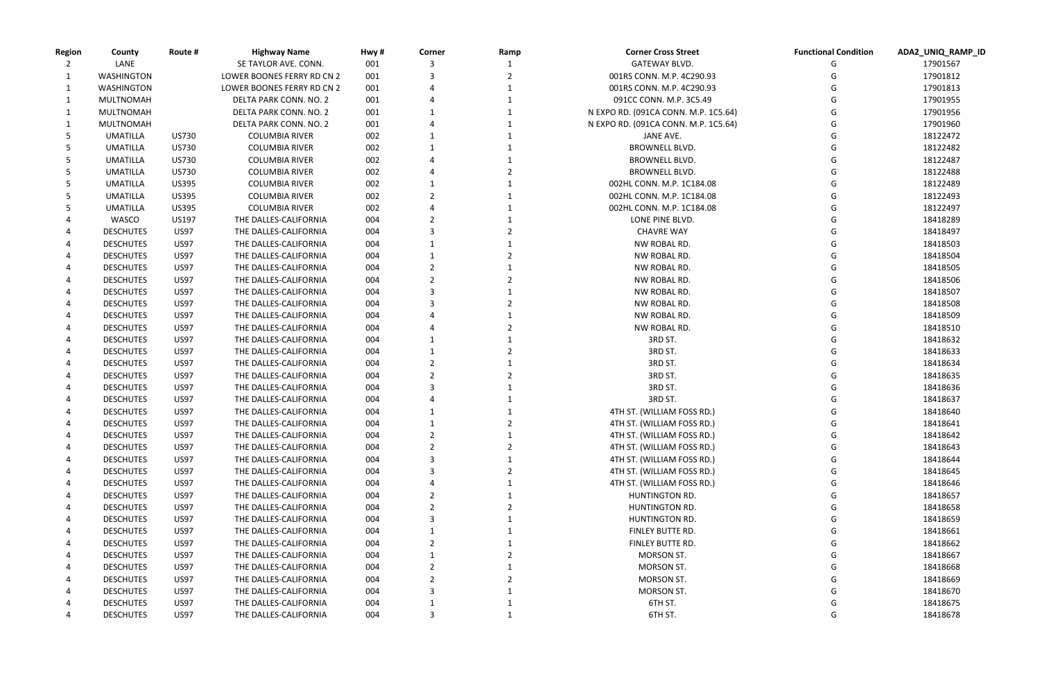| Region | County | Route # | Highway Name | Hwy # | Corner | Ramp | Corner Cross Street | Functional Condition | ADA2_UNIQ_RAMP_ID |
|---|---|---|---|---|---|---|---|---|---|
| 2 | LANE | | SE TAYLOR AVE. CONN. | 001 | 3 | 1 | GATEWAY BLVD. | G | 17901567 |
| 1 | WASHINGTON | | LOWER BOONES FERRY RD CN 2 | 001 | 3 | 2 | 001RS CONN. M.P. 4C290.93 | G | 17901812 |
| 1 | WASHINGTON | | LOWER BOONES FERRY RD CN 2 | 001 | 4 | 1 | 001RS CONN. M.P. 4C290.93 | G | 17901813 |
| 1 | MULTNOMAH | | DELTA PARK CONN. NO. 2 | 001 | 4 | 1 | 091CC CONN. M.P. 3C5.49 | G | 17901955 |
| 1 | MULTNOMAH | | DELTA PARK CONN. NO. 2 | 001 | 1 | 1 | N EXPO RD. (091CA CONN. M.P. 1C5.64) | G | 17901956 |
| 1 | MULTNOMAH | | DELTA PARK CONN. NO. 2 | 001 | 4 | 1 | N EXPO RD. (091CA CONN. M.P. 1C5.64) | G | 17901960 |
| 5 | UMATILLA | US730 | COLUMBIA RIVER | 002 | 1 | 1 | JANE AVE. | G | 18122472 |
| 5 | UMATILLA | US730 | COLUMBIA RIVER | 002 | 1 | 1 | BROWNELL BLVD. | G | 18122482 |
| 5 | UMATILLA | US730 | COLUMBIA RIVER | 002 | 4 | 1 | BROWNELL BLVD. | G | 18122487 |
| 5 | UMATILLA | US730 | COLUMBIA RIVER | 002 | 4 | 2 | BROWNELL BLVD. | G | 18122488 |
| 5 | UMATILLA | US395 | COLUMBIA RIVER | 002 | 1 | 1 | 002HL CONN. M.P. 1C184.08 | G | 18122489 |
| 5 | UMATILLA | US395 | COLUMBIA RIVER | 002 | 2 | 1 | 002HL CONN. M.P. 1C184.08 | G | 18122493 |
| 5 | UMATILLA | US395 | COLUMBIA RIVER | 002 | 4 | 1 | 002HL CONN. M.P. 1C184.08 | G | 18122497 |
| 4 | WASCO | US197 | THE DALLES-CALIFORNIA | 004 | 2 | 1 | LONE PINE BLVD. | G | 18418289 |
| 4 | DESCHUTES | US97 | THE DALLES-CALIFORNIA | 004 | 3 | 2 | CHAVRE WAY | G | 18418497 |
| 4 | DESCHUTES | US97 | THE DALLES-CALIFORNIA | 004 | 1 | 1 | NW ROBAL RD. | G | 18418503 |
| 4 | DESCHUTES | US97 | THE DALLES-CALIFORNIA | 004 | 1 | 2 | NW ROBAL RD. | G | 18418504 |
| 4 | DESCHUTES | US97 | THE DALLES-CALIFORNIA | 004 | 2 | 1 | NW ROBAL RD. | G | 18418505 |
| 4 | DESCHUTES | US97 | THE DALLES-CALIFORNIA | 004 | 2 | 2 | NW ROBAL RD. | G | 18418506 |
| 4 | DESCHUTES | US97 | THE DALLES-CALIFORNIA | 004 | 3 | 1 | NW ROBAL RD. | G | 18418507 |
| 4 | DESCHUTES | US97 | THE DALLES-CALIFORNIA | 004 | 3 | 2 | NW ROBAL RD. | G | 18418508 |
| 4 | DESCHUTES | US97 | THE DALLES-CALIFORNIA | 004 | 4 | 1 | NW ROBAL RD. | G | 18418509 |
| 4 | DESCHUTES | US97 | THE DALLES-CALIFORNIA | 004 | 4 | 2 | NW ROBAL RD. | G | 18418510 |
| 4 | DESCHUTES | US97 | THE DALLES-CALIFORNIA | 004 | 1 | 1 | 3RD ST. | G | 18418632 |
| 4 | DESCHUTES | US97 | THE DALLES-CALIFORNIA | 004 | 1 | 2 | 3RD ST. | G | 18418633 |
| 4 | DESCHUTES | US97 | THE DALLES-CALIFORNIA | 004 | 2 | 1 | 3RD ST. | G | 18418634 |
| 4 | DESCHUTES | US97 | THE DALLES-CALIFORNIA | 004 | 2 | 2 | 3RD ST. | G | 18418635 |
| 4 | DESCHUTES | US97 | THE DALLES-CALIFORNIA | 004 | 3 | 1 | 3RD ST. | G | 18418636 |
| 4 | DESCHUTES | US97 | THE DALLES-CALIFORNIA | 004 | 4 | 1 | 3RD ST. | G | 18418637 |
| 4 | DESCHUTES | US97 | THE DALLES-CALIFORNIA | 004 | 1 | 1 | 4TH ST. (WILLIAM FOSS RD.) | G | 18418640 |
| 4 | DESCHUTES | US97 | THE DALLES-CALIFORNIA | 004 | 1 | 2 | 4TH ST. (WILLIAM FOSS RD.) | G | 18418641 |
| 4 | DESCHUTES | US97 | THE DALLES-CALIFORNIA | 004 | 2 | 1 | 4TH ST. (WILLIAM FOSS RD.) | G | 18418642 |
| 4 | DESCHUTES | US97 | THE DALLES-CALIFORNIA | 004 | 2 | 2 | 4TH ST. (WILLIAM FOSS RD.) | G | 18418643 |
| 4 | DESCHUTES | US97 | THE DALLES-CALIFORNIA | 004 | 3 | 1 | 4TH ST. (WILLIAM FOSS RD.) | G | 18418644 |
| 4 | DESCHUTES | US97 | THE DALLES-CALIFORNIA | 004 | 3 | 2 | 4TH ST. (WILLIAM FOSS RD.) | G | 18418645 |
| 4 | DESCHUTES | US97 | THE DALLES-CALIFORNIA | 004 | 4 | 1 | 4TH ST. (WILLIAM FOSS RD.) | G | 18418646 |
| 4 | DESCHUTES | US97 | THE DALLES-CALIFORNIA | 004 | 2 | 1 | HUNTINGTON RD. | G | 18418657 |
| 4 | DESCHUTES | US97 | THE DALLES-CALIFORNIA | 004 | 2 | 2 | HUNTINGTON RD. | G | 18418658 |
| 4 | DESCHUTES | US97 | THE DALLES-CALIFORNIA | 004 | 3 | 1 | HUNTINGTON RD. | G | 18418659 |
| 4 | DESCHUTES | US97 | THE DALLES-CALIFORNIA | 004 | 1 | 1 | FINLEY BUTTE RD. | G | 18418661 |
| 4 | DESCHUTES | US97 | THE DALLES-CALIFORNIA | 004 | 2 | 1 | FINLEY BUTTE RD. | G | 18418662 |
| 4 | DESCHUTES | US97 | THE DALLES-CALIFORNIA | 004 | 1 | 2 | MORSON ST. | G | 18418667 |
| 4 | DESCHUTES | US97 | THE DALLES-CALIFORNIA | 004 | 2 | 1 | MORSON ST. | G | 18418668 |
| 4 | DESCHUTES | US97 | THE DALLES-CALIFORNIA | 004 | 2 | 2 | MORSON ST. | G | 18418669 |
| 4 | DESCHUTES | US97 | THE DALLES-CALIFORNIA | 004 | 3 | 1 | MORSON ST. | G | 18418670 |
| 4 | DESCHUTES | US97 | THE DALLES-CALIFORNIA | 004 | 1 | 1 | 6TH ST. | G | 18418675 |
| 4 | DESCHUTES | US97 | THE DALLES-CALIFORNIA | 004 | 3 | 1 | 6TH ST. | G | 18418678 |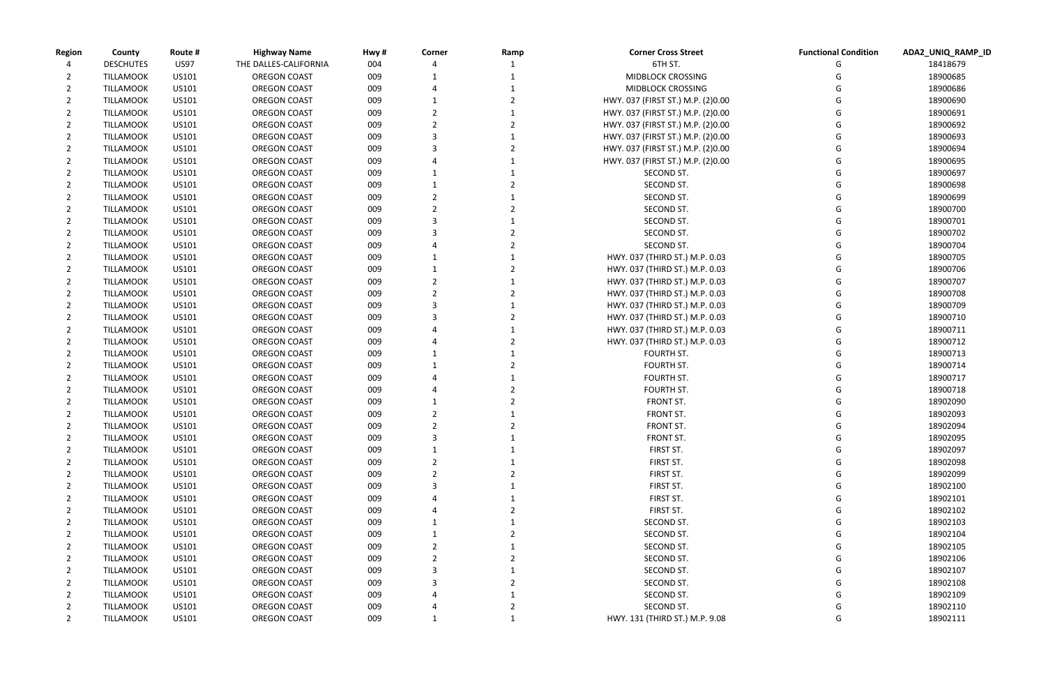| Region | County | Route # | Highway Name | Hwy # | Corner | Ramp | Corner Cross Street | Functional Condition | ADA2_UNIQ_RAMP_ID |
|---|---|---|---|---|---|---|---|---|---|
| 4 | DESCHUTES | US97 | THE DALLES-CALIFORNIA | 004 | 4 | 1 | 6TH ST. | G | 18418679 |
| 2 | TILLAMOOK | US101 | OREGON COAST | 009 | 1 | 1 | MIDBLOCK CROSSING | G | 18900685 |
| 2 | TILLAMOOK | US101 | OREGON COAST | 009 | 4 | 1 | MIDBLOCK CROSSING | G | 18900686 |
| 2 | TILLAMOOK | US101 | OREGON COAST | 009 | 1 | 2 | HWY. 037 (FIRST ST.) M.P. (2)0.00 | G | 18900690 |
| 2 | TILLAMOOK | US101 | OREGON COAST | 009 | 2 | 1 | HWY. 037 (FIRST ST.) M.P. (2)0.00 | G | 18900691 |
| 2 | TILLAMOOK | US101 | OREGON COAST | 009 | 2 | 2 | HWY. 037 (FIRST ST.) M.P. (2)0.00 | G | 18900692 |
| 2 | TILLAMOOK | US101 | OREGON COAST | 009 | 3 | 1 | HWY. 037 (FIRST ST.) M.P. (2)0.00 | G | 18900693 |
| 2 | TILLAMOOK | US101 | OREGON COAST | 009 | 3 | 2 | HWY. 037 (FIRST ST.) M.P. (2)0.00 | G | 18900694 |
| 2 | TILLAMOOK | US101 | OREGON COAST | 009 | 4 | 1 | HWY. 037 (FIRST ST.) M.P. (2)0.00 | G | 18900695 |
| 2 | TILLAMOOK | US101 | OREGON COAST | 009 | 1 | 1 | SECOND ST. | G | 18900697 |
| 2 | TILLAMOOK | US101 | OREGON COAST | 009 | 1 | 2 | SECOND ST. | G | 18900698 |
| 2 | TILLAMOOK | US101 | OREGON COAST | 009 | 2 | 1 | SECOND ST. | G | 18900699 |
| 2 | TILLAMOOK | US101 | OREGON COAST | 009 | 2 | 2 | SECOND ST. | G | 18900700 |
| 2 | TILLAMOOK | US101 | OREGON COAST | 009 | 3 | 1 | SECOND ST. | G | 18900701 |
| 2 | TILLAMOOK | US101 | OREGON COAST | 009 | 3 | 2 | SECOND ST. | G | 18900702 |
| 2 | TILLAMOOK | US101 | OREGON COAST | 009 | 4 | 2 | SECOND ST. | G | 18900704 |
| 2 | TILLAMOOK | US101 | OREGON COAST | 009 | 1 | 1 | HWY. 037 (THIRD ST.) M.P. 0.03 | G | 18900705 |
| 2 | TILLAMOOK | US101 | OREGON COAST | 009 | 1 | 2 | HWY. 037 (THIRD ST.) M.P. 0.03 | G | 18900706 |
| 2 | TILLAMOOK | US101 | OREGON COAST | 009 | 2 | 1 | HWY. 037 (THIRD ST.) M.P. 0.03 | G | 18900707 |
| 2 | TILLAMOOK | US101 | OREGON COAST | 009 | 2 | 2 | HWY. 037 (THIRD ST.) M.P. 0.03 | G | 18900708 |
| 2 | TILLAMOOK | US101 | OREGON COAST | 009 | 3 | 1 | HWY. 037 (THIRD ST.) M.P. 0.03 | G | 18900709 |
| 2 | TILLAMOOK | US101 | OREGON COAST | 009 | 3 | 2 | HWY. 037 (THIRD ST.) M.P. 0.03 | G | 18900710 |
| 2 | TILLAMOOK | US101 | OREGON COAST | 009 | 4 | 1 | HWY. 037 (THIRD ST.) M.P. 0.03 | G | 18900711 |
| 2 | TILLAMOOK | US101 | OREGON COAST | 009 | 4 | 2 | HWY. 037 (THIRD ST.) M.P. 0.03 | G | 18900712 |
| 2 | TILLAMOOK | US101 | OREGON COAST | 009 | 1 | 1 | FOURTH ST. | G | 18900713 |
| 2 | TILLAMOOK | US101 | OREGON COAST | 009 | 1 | 2 | FOURTH ST. | G | 18900714 |
| 2 | TILLAMOOK | US101 | OREGON COAST | 009 | 4 | 1 | FOURTH ST. | G | 18900717 |
| 2 | TILLAMOOK | US101 | OREGON COAST | 009 | 4 | 2 | FOURTH ST. | G | 18900718 |
| 2 | TILLAMOOK | US101 | OREGON COAST | 009 | 1 | 2 | FRONT ST. | G | 18902090 |
| 2 | TILLAMOOK | US101 | OREGON COAST | 009 | 2 | 1 | FRONT ST. | G | 18902093 |
| 2 | TILLAMOOK | US101 | OREGON COAST | 009 | 2 | 2 | FRONT ST. | G | 18902094 |
| 2 | TILLAMOOK | US101 | OREGON COAST | 009 | 3 | 1 | FRONT ST. | G | 18902095 |
| 2 | TILLAMOOK | US101 | OREGON COAST | 009 | 1 | 1 | FIRST ST. | G | 18902097 |
| 2 | TILLAMOOK | US101 | OREGON COAST | 009 | 2 | 1 | FIRST ST. | G | 18902098 |
| 2 | TILLAMOOK | US101 | OREGON COAST | 009 | 2 | 2 | FIRST ST. | G | 18902099 |
| 2 | TILLAMOOK | US101 | OREGON COAST | 009 | 3 | 1 | FIRST ST. | G | 18902100 |
| 2 | TILLAMOOK | US101 | OREGON COAST | 009 | 4 | 1 | FIRST ST. | G | 18902101 |
| 2 | TILLAMOOK | US101 | OREGON COAST | 009 | 4 | 2 | FIRST ST. | G | 18902102 |
| 2 | TILLAMOOK | US101 | OREGON COAST | 009 | 1 | 1 | SECOND ST. | G | 18902103 |
| 2 | TILLAMOOK | US101 | OREGON COAST | 009 | 1 | 2 | SECOND ST. | G | 18902104 |
| 2 | TILLAMOOK | US101 | OREGON COAST | 009 | 2 | 1 | SECOND ST. | G | 18902105 |
| 2 | TILLAMOOK | US101 | OREGON COAST | 009 | 2 | 2 | SECOND ST. | G | 18902106 |
| 2 | TILLAMOOK | US101 | OREGON COAST | 009 | 3 | 1 | SECOND ST. | G | 18902107 |
| 2 | TILLAMOOK | US101 | OREGON COAST | 009 | 3 | 2 | SECOND ST. | G | 18902108 |
| 2 | TILLAMOOK | US101 | OREGON COAST | 009 | 4 | 1 | SECOND ST. | G | 18902109 |
| 2 | TILLAMOOK | US101 | OREGON COAST | 009 | 4 | 2 | SECOND ST. | G | 18902110 |
| 2 | TILLAMOOK | US101 | OREGON COAST | 009 | 1 | 1 | HWY. 131 (THIRD ST.) M.P. 9.08 | G | 18902111 |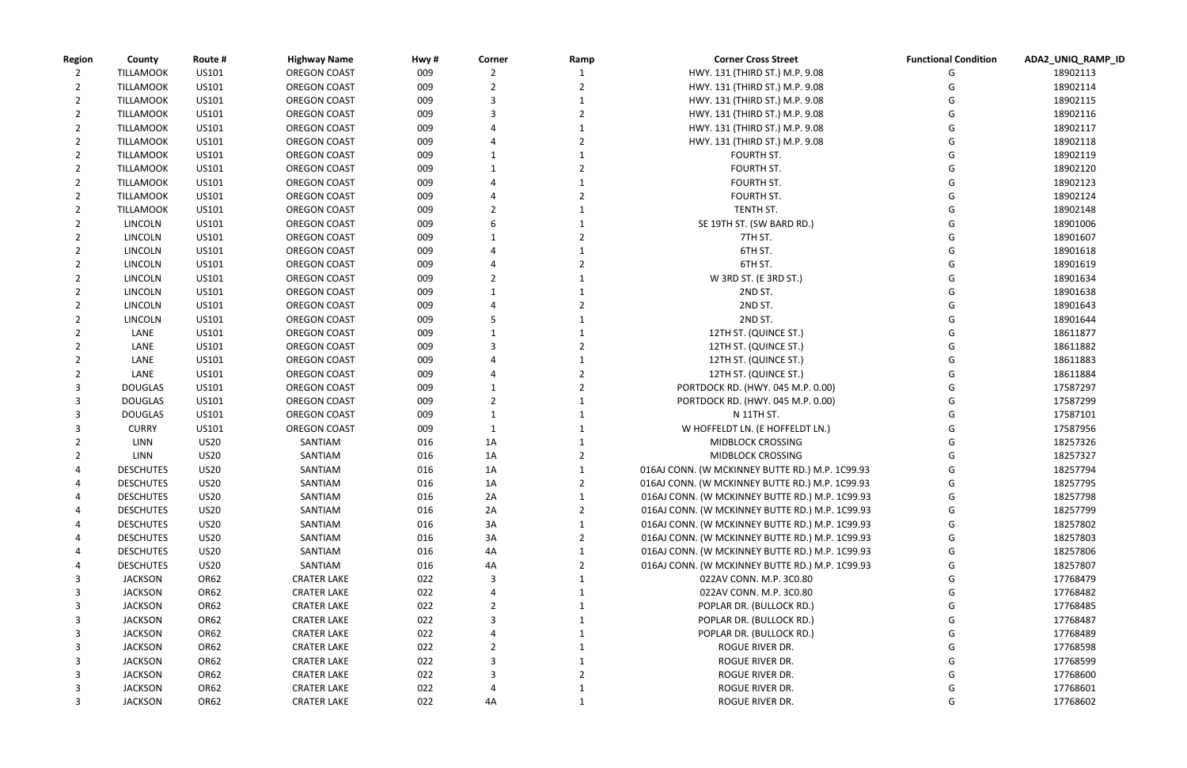| Region | County | Route # | Highway Name | Hwy # | Corner | Ramp | Corner Cross Street | Functional Condition | ADA2_UNIQ_RAMP_ID |
|---|---|---|---|---|---|---|---|---|---|
| 2 | TILLAMOOK | US101 | OREGON COAST | 009 | 2 | 1 | HWY. 131 (THIRD ST.) M.P. 9.08 | G | 18902113 |
| 2 | TILLAMOOK | US101 | OREGON COAST | 009 | 2 | 2 | HWY. 131 (THIRD ST.) M.P. 9.08 | G | 18902114 |
| 2 | TILLAMOOK | US101 | OREGON COAST | 009 | 3 | 1 | HWY. 131 (THIRD ST.) M.P. 9.08 | G | 18902115 |
| 2 | TILLAMOOK | US101 | OREGON COAST | 009 | 3 | 2 | HWY. 131 (THIRD ST.) M.P. 9.08 | G | 18902116 |
| 2 | TILLAMOOK | US101 | OREGON COAST | 009 | 4 | 1 | HWY. 131 (THIRD ST.) M.P. 9.08 | G | 18902117 |
| 2 | TILLAMOOK | US101 | OREGON COAST | 009 | 4 | 2 | HWY. 131 (THIRD ST.) M.P. 9.08 | G | 18902118 |
| 2 | TILLAMOOK | US101 | OREGON COAST | 009 | 1 | 1 | FOURTH ST. | G | 18902119 |
| 2 | TILLAMOOK | US101 | OREGON COAST | 009 | 1 | 2 | FOURTH ST. | G | 18902120 |
| 2 | TILLAMOOK | US101 | OREGON COAST | 009 | 4 | 1 | FOURTH ST. | G | 18902123 |
| 2 | TILLAMOOK | US101 | OREGON COAST | 009 | 4 | 2 | FOURTH ST. | G | 18902124 |
| 2 | TILLAMOOK | US101 | OREGON COAST | 009 | 2 | 1 | TENTH ST. | G | 18902148 |
| 2 | LINCOLN | US101 | OREGON COAST | 009 | 6 | 1 | SE 19TH ST. (SW BARD RD.) | G | 18901006 |
| 2 | LINCOLN | US101 | OREGON COAST | 009 | 1 | 2 | 7TH ST. | G | 18901607 |
| 2 | LINCOLN | US101 | OREGON COAST | 009 | 4 | 1 | 6TH ST. | G | 18901618 |
| 2 | LINCOLN | US101 | OREGON COAST | 009 | 4 | 2 | 6TH ST. | G | 18901619 |
| 2 | LINCOLN | US101 | OREGON COAST | 009 | 2 | 1 | W 3RD ST. (E 3RD ST.) | G | 18901634 |
| 2 | LINCOLN | US101 | OREGON COAST | 009 | 1 | 1 | 2ND ST. | G | 18901638 |
| 2 | LINCOLN | US101 | OREGON COAST | 009 | 4 | 2 | 2ND ST. | G | 18901643 |
| 2 | LINCOLN | US101 | OREGON COAST | 009 | 5 | 1 | 2ND ST. | G | 18901644 |
| 2 | LANE | US101 | OREGON COAST | 009 | 1 | 1 | 12TH ST. (QUINCE ST.) | G | 18611877 |
| 2 | LANE | US101 | OREGON COAST | 009 | 3 | 2 | 12TH ST. (QUINCE ST.) | G | 18611882 |
| 2 | LANE | US101 | OREGON COAST | 009 | 4 | 1 | 12TH ST. (QUINCE ST.) | G | 18611883 |
| 2 | LANE | US101 | OREGON COAST | 009 | 4 | 2 | 12TH ST. (QUINCE ST.) | G | 18611884 |
| 3 | DOUGLAS | US101 | OREGON COAST | 009 | 1 | 2 | PORTDOCK RD. (HWY. 045 M.P. 0.00) | G | 17587297 |
| 3 | DOUGLAS | US101 | OREGON COAST | 009 | 2 | 1 | PORTDOCK RD. (HWY. 045 M.P. 0.00) | G | 17587299 |
| 3 | DOUGLAS | US101 | OREGON COAST | 009 | 1 | 1 | N 11TH ST. | G | 17587101 |
| 3 | CURRY | US101 | OREGON COAST | 009 | 1 | 1 | W HOFFELDT LN. (E HOFFELDT LN.) | G | 17587956 |
| 2 | LINN | US20 | SANTIAM | 016 | 1A | 1 | MIDBLOCK CROSSING | G | 18257326 |
| 2 | LINN | US20 | SANTIAM | 016 | 1A | 2 | MIDBLOCK CROSSING | G | 18257327 |
| 4 | DESCHUTES | US20 | SANTIAM | 016 | 1A | 1 | 016AJ CONN. (W MCKINNEY BUTTE RD.) M.P. 1C99.93 | G | 18257794 |
| 4 | DESCHUTES | US20 | SANTIAM | 016 | 1A | 2 | 016AJ CONN. (W MCKINNEY BUTTE RD.) M.P. 1C99.93 | G | 18257795 |
| 4 | DESCHUTES | US20 | SANTIAM | 016 | 2A | 1 | 016AJ CONN. (W MCKINNEY BUTTE RD.) M.P. 1C99.93 | G | 18257798 |
| 4 | DESCHUTES | US20 | SANTIAM | 016 | 2A | 2 | 016AJ CONN. (W MCKINNEY BUTTE RD.) M.P. 1C99.93 | G | 18257799 |
| 4 | DESCHUTES | US20 | SANTIAM | 016 | 3A | 1 | 016AJ CONN. (W MCKINNEY BUTTE RD.) M.P. 1C99.93 | G | 18257802 |
| 4 | DESCHUTES | US20 | SANTIAM | 016 | 3A | 2 | 016AJ CONN. (W MCKINNEY BUTTE RD.) M.P. 1C99.93 | G | 18257803 |
| 4 | DESCHUTES | US20 | SANTIAM | 016 | 4A | 1 | 016AJ CONN. (W MCKINNEY BUTTE RD.) M.P. 1C99.93 | G | 18257806 |
| 4 | DESCHUTES | US20 | SANTIAM | 016 | 4A | 2 | 016AJ CONN. (W MCKINNEY BUTTE RD.) M.P. 1C99.93 | G | 18257807 |
| 3 | JACKSON | OR62 | CRATER LAKE | 022 | 3 | 1 | 022AV CONN. M.P. 3C0.80 | G | 17768479 |
| 3 | JACKSON | OR62 | CRATER LAKE | 022 | 4 | 1 | 022AV CONN. M.P. 3C0.80 | G | 17768482 |
| 3 | JACKSON | OR62 | CRATER LAKE | 022 | 2 | 1 | POPLAR DR. (BULLOCK RD.) | G | 17768485 |
| 3 | JACKSON | OR62 | CRATER LAKE | 022 | 3 | 1 | POPLAR DR. (BULLOCK RD.) | G | 17768487 |
| 3 | JACKSON | OR62 | CRATER LAKE | 022 | 4 | 1 | POPLAR DR. (BULLOCK RD.) | G | 17768489 |
| 3 | JACKSON | OR62 | CRATER LAKE | 022 | 2 | 1 | ROGUE RIVER DR. | G | 17768598 |
| 3 | JACKSON | OR62 | CRATER LAKE | 022 | 3 | 1 | ROGUE RIVER DR. | G | 17768599 |
| 3 | JACKSON | OR62 | CRATER LAKE | 022 | 3 | 2 | ROGUE RIVER DR. | G | 17768600 |
| 3 | JACKSON | OR62 | CRATER LAKE | 022 | 4 | 1 | ROGUE RIVER DR. | G | 17768601 |
| 3 | JACKSON | OR62 | CRATER LAKE | 022 | 4A | 1 | ROGUE RIVER DR. | G | 17768602 |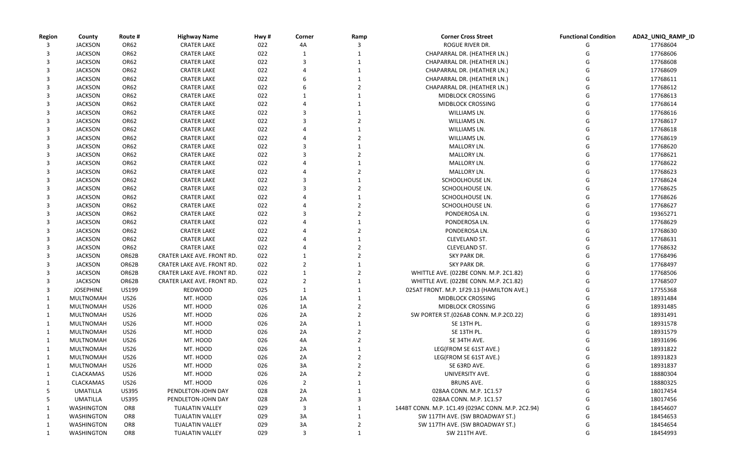| Region | County | Route # | Highway Name | Hwy # | Corner | Ramp | Corner Cross Street | Functional Condition | ADA2_UNIQ_RAMP_ID |
|---|---|---|---|---|---|---|---|---|---|
| 3 | JACKSON | OR62 | CRATER LAKE | 022 | 4A | 3 | ROGUE RIVER DR. | G | 17768604 |
| 3 | JACKSON | OR62 | CRATER LAKE | 022 | 1 | 1 | CHAPARRAL DR. (HEATHER LN.) | G | 17768606 |
| 3 | JACKSON | OR62 | CRATER LAKE | 022 | 3 | 1 | CHAPARRAL DR. (HEATHER LN.) | G | 17768608 |
| 3 | JACKSON | OR62 | CRATER LAKE | 022 | 4 | 1 | CHAPARRAL DR. (HEATHER LN.) | G | 17768609 |
| 3 | JACKSON | OR62 | CRATER LAKE | 022 | 6 | 1 | CHAPARRAL DR. (HEATHER LN.) | G | 17768611 |
| 3 | JACKSON | OR62 | CRATER LAKE | 022 | 6 | 2 | CHAPARRAL DR. (HEATHER LN.) | G | 17768612 |
| 3 | JACKSON | OR62 | CRATER LAKE | 022 | 1 | 1 | MIDBLOCK CROSSING | G | 17768613 |
| 3 | JACKSON | OR62 | CRATER LAKE | 022 | 4 | 1 | MIDBLOCK CROSSING | G | 17768614 |
| 3 | JACKSON | OR62 | CRATER LAKE | 022 | 3 | 1 | WILLIAMS LN. | G | 17768616 |
| 3 | JACKSON | OR62 | CRATER LAKE | 022 | 3 | 2 | WILLIAMS LN. | G | 17768617 |
| 3 | JACKSON | OR62 | CRATER LAKE | 022 | 4 | 1 | WILLIAMS LN. | G | 17768618 |
| 3 | JACKSON | OR62 | CRATER LAKE | 022 | 4 | 2 | WILLIAMS LN. | G | 17768619 |
| 3 | JACKSON | OR62 | CRATER LAKE | 022 | 3 | 1 | MALLORY LN. | G | 17768620 |
| 3 | JACKSON | OR62 | CRATER LAKE | 022 | 3 | 2 | MALLORY LN. | G | 17768621 |
| 3 | JACKSON | OR62 | CRATER LAKE | 022 | 4 | 1 | MALLORY LN. | G | 17768622 |
| 3 | JACKSON | OR62 | CRATER LAKE | 022 | 4 | 2 | MALLORY LN. | G | 17768623 |
| 3 | JACKSON | OR62 | CRATER LAKE | 022 | 3 | 1 | SCHOOLHOUSE LN. | G | 17768624 |
| 3 | JACKSON | OR62 | CRATER LAKE | 022 | 3 | 2 | SCHOOLHOUSE LN. | G | 17768625 |
| 3 | JACKSON | OR62 | CRATER LAKE | 022 | 4 | 1 | SCHOOLHOUSE LN. | G | 17768626 |
| 3 | JACKSON | OR62 | CRATER LAKE | 022 | 4 | 2 | SCHOOLHOUSE LN. | G | 17768627 |
| 3 | JACKSON | OR62 | CRATER LAKE | 022 | 3 | 2 | PONDEROSA LN. | G | 19365271 |
| 3 | JACKSON | OR62 | CRATER LAKE | 022 | 4 | 1 | PONDEROSA LN. | G | 17768629 |
| 3 | JACKSON | OR62 | CRATER LAKE | 022 | 4 | 2 | PONDEROSA LN. | G | 17768630 |
| 3 | JACKSON | OR62 | CRATER LAKE | 022 | 4 | 1 | CLEVELAND ST. | G | 17768631 |
| 3 | JACKSON | OR62 | CRATER LAKE | 022 | 4 | 2 | CLEVELAND ST. | G | 17768632 |
| 3 | JACKSON | OR62B | CRATER LAKE AVE. FRONT RD. | 022 | 1 | 2 | SKY PARK DR. | G | 17768496 |
| 3 | JACKSON | OR62B | CRATER LAKE AVE. FRONT RD. | 022 | 2 | 1 | SKY PARK DR. | G | 17768497 |
| 3 | JACKSON | OR62B | CRATER LAKE AVE. FRONT RD. | 022 | 1 | 2 | WHITTLE AVE. (022BE CONN. M.P. 2C1.82) | G | 17768506 |
| 3 | JACKSON | OR62B | CRATER LAKE AVE. FRONT RD. | 022 | 2 | 1 | WHITTLE AVE. (022BE CONN. M.P. 2C1.82) | G | 17768507 |
| 3 | JOSEPHINE | US199 | REDWOOD | 025 | 1 | 1 | 025AT FRONT. M.P. 1F29.13 (HAMILTON AVE.) | G | 17755368 |
| 1 | MULTNOMAH | US26 | MT. HOOD | 026 | 1A | 1 | MIDBLOCK CROSSING | G | 18931484 |
| 1 | MULTNOMAH | US26 | MT. HOOD | 026 | 1A | 2 | MIDBLOCK CROSSING | G | 18931485 |
| 1 | MULTNOMAH | US26 | MT. HOOD | 026 | 2A | 2 | SW PORTER ST.(026AB CONN. M.P.2C0.22) | G | 18931491 |
| 1 | MULTNOMAH | US26 | MT. HOOD | 026 | 2A | 1 | SE 13TH PL. | G | 18931578 |
| 1 | MULTNOMAH | US26 | MT. HOOD | 026 | 2A | 2 | SE 13TH PL. | G | 18931579 |
| 1 | MULTNOMAH | US26 | MT. HOOD | 026 | 4A | 2 | SE 34TH AVE. | G | 18931696 |
| 1 | MULTNOMAH | US26 | MT. HOOD | 026 | 2A | 1 | LEG(FROM SE 61ST AVE.) | G | 18931822 |
| 1 | MULTNOMAH | US26 | MT. HOOD | 026 | 2A | 2 | LEG(FROM SE 61ST AVE.) | G | 18931823 |
| 1 | MULTNOMAH | US26 | MT. HOOD | 026 | 3A | 2 | SE 63RD AVE. | G | 18931837 |
| 1 | CLACKAMAS | US26 | MT. HOOD | 026 | 2A | 2 | UNIVERSITY AVE. | G | 18880304 |
| 1 | CLACKAMAS | US26 | MT. HOOD | 026 | 2 | 1 | BRUNS AVE. | G | 18880325 |
| 5 | UMATILLA | US395 | PENDLETON-JOHN DAY | 028 | 2A | 1 | 028AA CONN. M.P. 1C1.57 | G | 18017454 |
| 5 | UMATILLA | US395 | PENDLETON-JOHN DAY | 028 | 2A | 3 | 028AA CONN. M.P. 1C1.57 | G | 18017456 |
| 1 | WASHINGTON | OR8 | TUALATIN VALLEY | 029 | 3 | 1 | 144BT CONN. M.P. 1C1.49 (029AC CONN. M.P. 2C2.94) | G | 18454607 |
| 1 | WASHINGTON | OR8 | TUALATIN VALLEY | 029 | 3A | 1 | SW 117TH AVE. (SW BROADWAY ST.) | G | 18454653 |
| 1 | WASHINGTON | OR8 | TUALATIN VALLEY | 029 | 3A | 2 | SW 117TH AVE. (SW BROADWAY ST.) | G | 18454654 |
| 1 | WASHINGTON | OR8 | TUALATIN VALLEY | 029 | 3 | 1 | SW 211TH AVE. | G | 18454993 |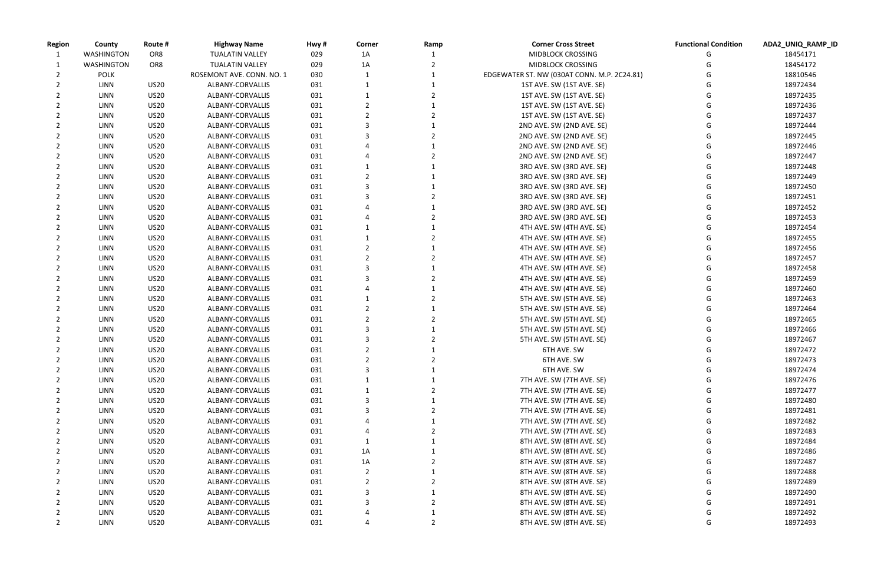| Region | County | Route # | Highway Name | Hwy # | Corner | Ramp | Corner Cross Street | Functional Condition | ADA2_UNIQ_RAMP_ID |
|---|---|---|---|---|---|---|---|---|---|
| 1 | WASHINGTON | OR8 | TUALATIN VALLEY | 029 | 1A | 1 | MIDBLOCK CROSSING | G | 18454171 |
| 1 | WASHINGTON | OR8 | TUALATIN VALLEY | 029 | 1A | 2 | MIDBLOCK CROSSING | G | 18454172 |
| 2 | POLK | | ROSEMONT AVE. CONN. NO. 1 | 030 | 1 | 1 | EDGEWATER ST. NW (030AT CONN. M.P. 2C24.81) | G | 18810546 |
| 2 | LINN | US20 | ALBANY-CORVALLIS | 031 | 1 | 1 | 1ST AVE. SW (1ST AVE. SE) | G | 18972434 |
| 2 | LINN | US20 | ALBANY-CORVALLIS | 031 | 1 | 2 | 1ST AVE. SW (1ST AVE. SE) | G | 18972435 |
| 2 | LINN | US20 | ALBANY-CORVALLIS | 031 | 2 | 1 | 1ST AVE. SW (1ST AVE. SE) | G | 18972436 |
| 2 | LINN | US20 | ALBANY-CORVALLIS | 031 | 2 | 2 | 1ST AVE. SW (1ST AVE. SE) | G | 18972437 |
| 2 | LINN | US20 | ALBANY-CORVALLIS | 031 | 3 | 1 | 2ND AVE. SW (2ND AVE. SE) | G | 18972444 |
| 2 | LINN | US20 | ALBANY-CORVALLIS | 031 | 3 | 2 | 2ND AVE. SW (2ND AVE. SE) | G | 18972445 |
| 2 | LINN | US20 | ALBANY-CORVALLIS | 031 | 4 | 1 | 2ND AVE. SW (2ND AVE. SE) | G | 18972446 |
| 2 | LINN | US20 | ALBANY-CORVALLIS | 031 | 4 | 2 | 2ND AVE. SW (2ND AVE. SE) | G | 18972447 |
| 2 | LINN | US20 | ALBANY-CORVALLIS | 031 | 1 | 1 | 3RD AVE. SW (3RD AVE. SE) | G | 18972448 |
| 2 | LINN | US20 | ALBANY-CORVALLIS | 031 | 2 | 1 | 3RD AVE. SW (3RD AVE. SE) | G | 18972449 |
| 2 | LINN | US20 | ALBANY-CORVALLIS | 031 | 3 | 1 | 3RD AVE. SW (3RD AVE. SE) | G | 18972450 |
| 2 | LINN | US20 | ALBANY-CORVALLIS | 031 | 3 | 2 | 3RD AVE. SW (3RD AVE. SE) | G | 18972451 |
| 2 | LINN | US20 | ALBANY-CORVALLIS | 031 | 4 | 1 | 3RD AVE. SW (3RD AVE. SE) | G | 18972452 |
| 2 | LINN | US20 | ALBANY-CORVALLIS | 031 | 4 | 2 | 3RD AVE. SW (3RD AVE. SE) | G | 18972453 |
| 2 | LINN | US20 | ALBANY-CORVALLIS | 031 | 1 | 1 | 4TH AVE. SW (4TH AVE. SE) | G | 18972454 |
| 2 | LINN | US20 | ALBANY-CORVALLIS | 031 | 1 | 2 | 4TH AVE. SW (4TH AVE. SE) | G | 18972455 |
| 2 | LINN | US20 | ALBANY-CORVALLIS | 031 | 2 | 1 | 4TH AVE. SW (4TH AVE. SE) | G | 18972456 |
| 2 | LINN | US20 | ALBANY-CORVALLIS | 031 | 2 | 2 | 4TH AVE. SW (4TH AVE. SE) | G | 18972457 |
| 2 | LINN | US20 | ALBANY-CORVALLIS | 031 | 3 | 1 | 4TH AVE. SW (4TH AVE. SE) | G | 18972458 |
| 2 | LINN | US20 | ALBANY-CORVALLIS | 031 | 3 | 2 | 4TH AVE. SW (4TH AVE. SE) | G | 18972459 |
| 2 | LINN | US20 | ALBANY-CORVALLIS | 031 | 4 | 1 | 4TH AVE. SW (4TH AVE. SE) | G | 18972460 |
| 2 | LINN | US20 | ALBANY-CORVALLIS | 031 | 1 | 2 | 5TH AVE. SW (5TH AVE. SE) | G | 18972463 |
| 2 | LINN | US20 | ALBANY-CORVALLIS | 031 | 2 | 1 | 5TH AVE. SW (5TH AVE. SE) | G | 18972464 |
| 2 | LINN | US20 | ALBANY-CORVALLIS | 031 | 2 | 2 | 5TH AVE. SW (5TH AVE. SE) | G | 18972465 |
| 2 | LINN | US20 | ALBANY-CORVALLIS | 031 | 3 | 1 | 5TH AVE. SW (5TH AVE. SE) | G | 18972466 |
| 2 | LINN | US20 | ALBANY-CORVALLIS | 031 | 3 | 2 | 5TH AVE. SW (5TH AVE. SE) | G | 18972467 |
| 2 | LINN | US20 | ALBANY-CORVALLIS | 031 | 2 | 1 | 6TH AVE. SW | G | 18972472 |
| 2 | LINN | US20 | ALBANY-CORVALLIS | 031 | 2 | 2 | 6TH AVE. SW | G | 18972473 |
| 2 | LINN | US20 | ALBANY-CORVALLIS | 031 | 3 | 1 | 6TH AVE. SW | G | 18972474 |
| 2 | LINN | US20 | ALBANY-CORVALLIS | 031 | 1 | 1 | 7TH AVE. SW (7TH AVE. SE) | G | 18972476 |
| 2 | LINN | US20 | ALBANY-CORVALLIS | 031 | 1 | 2 | 7TH AVE. SW (7TH AVE. SE) | G | 18972477 |
| 2 | LINN | US20 | ALBANY-CORVALLIS | 031 | 3 | 1 | 7TH AVE. SW (7TH AVE. SE) | G | 18972480 |
| 2 | LINN | US20 | ALBANY-CORVALLIS | 031 | 3 | 2 | 7TH AVE. SW (7TH AVE. SE) | G | 18972481 |
| 2 | LINN | US20 | ALBANY-CORVALLIS | 031 | 4 | 1 | 7TH AVE. SW (7TH AVE. SE) | G | 18972482 |
| 2 | LINN | US20 | ALBANY-CORVALLIS | 031 | 4 | 2 | 7TH AVE. SW (7TH AVE. SE) | G | 18972483 |
| 2 | LINN | US20 | ALBANY-CORVALLIS | 031 | 1 | 1 | 8TH AVE. SW (8TH AVE. SE) | G | 18972484 |
| 2 | LINN | US20 | ALBANY-CORVALLIS | 031 | 1A | 1 | 8TH AVE. SW (8TH AVE. SE) | G | 18972486 |
| 2 | LINN | US20 | ALBANY-CORVALLIS | 031 | 1A | 2 | 8TH AVE. SW (8TH AVE. SE) | G | 18972487 |
| 2 | LINN | US20 | ALBANY-CORVALLIS | 031 | 2 | 1 | 8TH AVE. SW (8TH AVE. SE) | G | 18972488 |
| 2 | LINN | US20 | ALBANY-CORVALLIS | 031 | 2 | 2 | 8TH AVE. SW (8TH AVE. SE) | G | 18972489 |
| 2 | LINN | US20 | ALBANY-CORVALLIS | 031 | 3 | 1 | 8TH AVE. SW (8TH AVE. SE) | G | 18972490 |
| 2 | LINN | US20 | ALBANY-CORVALLIS | 031 | 3 | 2 | 8TH AVE. SW (8TH AVE. SE) | G | 18972491 |
| 2 | LINN | US20 | ALBANY-CORVALLIS | 031 | 4 | 1 | 8TH AVE. SW (8TH AVE. SE) | G | 18972492 |
| 2 | LINN | US20 | ALBANY-CORVALLIS | 031 | 4 | 2 | 8TH AVE. SW (8TH AVE. SE) | G | 18972493 |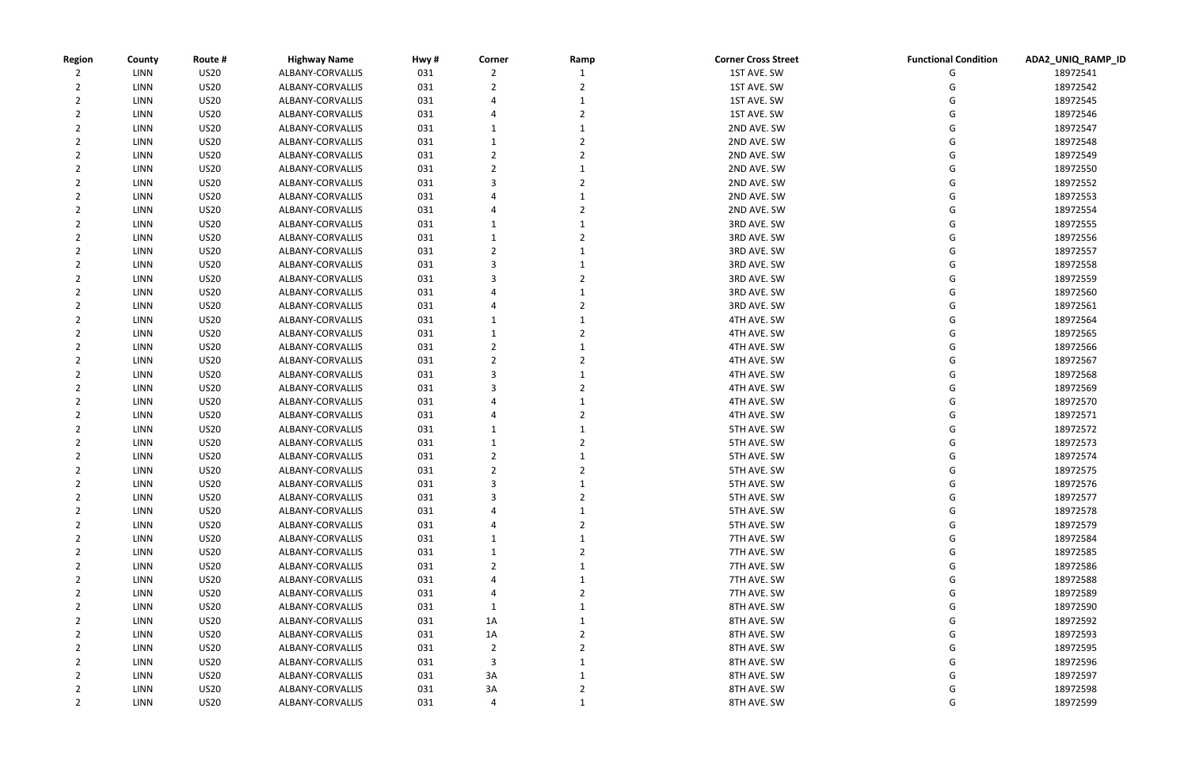| Region | County | Route # | Highway Name | Hwy # | Corner | Ramp | Corner Cross Street | Functional Condition | ADA2_UNIQ_RAMP_ID |
|---|---|---|---|---|---|---|---|---|---|
| 2 | LINN | US20 | ALBANY-CORVALLIS | 031 | 2 | 1 | 1ST AVE. SW | G | 18972541 |
| 2 | LINN | US20 | ALBANY-CORVALLIS | 031 | 2 | 2 | 1ST AVE. SW | G | 18972542 |
| 2 | LINN | US20 | ALBANY-CORVALLIS | 031 | 4 | 1 | 1ST AVE. SW | G | 18972545 |
| 2 | LINN | US20 | ALBANY-CORVALLIS | 031 | 4 | 2 | 1ST AVE. SW | G | 18972546 |
| 2 | LINN | US20 | ALBANY-CORVALLIS | 031 | 1 | 1 | 2ND AVE. SW | G | 18972547 |
| 2 | LINN | US20 | ALBANY-CORVALLIS | 031 | 1 | 2 | 2ND AVE. SW | G | 18972548 |
| 2 | LINN | US20 | ALBANY-CORVALLIS | 031 | 2 | 2 | 2ND AVE. SW | G | 18972549 |
| 2 | LINN | US20 | ALBANY-CORVALLIS | 031 | 2 | 1 | 2ND AVE. SW | G | 18972550 |
| 2 | LINN | US20 | ALBANY-CORVALLIS | 031 | 3 | 2 | 2ND AVE. SW | G | 18972552 |
| 2 | LINN | US20 | ALBANY-CORVALLIS | 031 | 4 | 1 | 2ND AVE. SW | G | 18972553 |
| 2 | LINN | US20 | ALBANY-CORVALLIS | 031 | 4 | 2 | 2ND AVE. SW | G | 18972554 |
| 2 | LINN | US20 | ALBANY-CORVALLIS | 031 | 1 | 1 | 3RD AVE. SW | G | 18972555 |
| 2 | LINN | US20 | ALBANY-CORVALLIS | 031 | 1 | 2 | 3RD AVE. SW | G | 18972556 |
| 2 | LINN | US20 | ALBANY-CORVALLIS | 031 | 2 | 1 | 3RD AVE. SW | G | 18972557 |
| 2 | LINN | US20 | ALBANY-CORVALLIS | 031 | 3 | 1 | 3RD AVE. SW | G | 18972558 |
| 2 | LINN | US20 | ALBANY-CORVALLIS | 031 | 3 | 2 | 3RD AVE. SW | G | 18972559 |
| 2 | LINN | US20 | ALBANY-CORVALLIS | 031 | 4 | 1 | 3RD AVE. SW | G | 18972560 |
| 2 | LINN | US20 | ALBANY-CORVALLIS | 031 | 4 | 2 | 3RD AVE. SW | G | 18972561 |
| 2 | LINN | US20 | ALBANY-CORVALLIS | 031 | 1 | 1 | 4TH AVE. SW | G | 18972564 |
| 2 | LINN | US20 | ALBANY-CORVALLIS | 031 | 1 | 2 | 4TH AVE. SW | G | 18972565 |
| 2 | LINN | US20 | ALBANY-CORVALLIS | 031 | 2 | 1 | 4TH AVE. SW | G | 18972566 |
| 2 | LINN | US20 | ALBANY-CORVALLIS | 031 | 2 | 2 | 4TH AVE. SW | G | 18972567 |
| 2 | LINN | US20 | ALBANY-CORVALLIS | 031 | 3 | 1 | 4TH AVE. SW | G | 18972568 |
| 2 | LINN | US20 | ALBANY-CORVALLIS | 031 | 3 | 2 | 4TH AVE. SW | G | 18972569 |
| 2 | LINN | US20 | ALBANY-CORVALLIS | 031 | 4 | 1 | 4TH AVE. SW | G | 18972570 |
| 2 | LINN | US20 | ALBANY-CORVALLIS | 031 | 4 | 2 | 4TH AVE. SW | G | 18972571 |
| 2 | LINN | US20 | ALBANY-CORVALLIS | 031 | 1 | 1 | 5TH AVE. SW | G | 18972572 |
| 2 | LINN | US20 | ALBANY-CORVALLIS | 031 | 1 | 2 | 5TH AVE. SW | G | 18972573 |
| 2 | LINN | US20 | ALBANY-CORVALLIS | 031 | 2 | 1 | 5TH AVE. SW | G | 18972574 |
| 2 | LINN | US20 | ALBANY-CORVALLIS | 031 | 2 | 2 | 5TH AVE. SW | G | 18972575 |
| 2 | LINN | US20 | ALBANY-CORVALLIS | 031 | 3 | 1 | 5TH AVE. SW | G | 18972576 |
| 2 | LINN | US20 | ALBANY-CORVALLIS | 031 | 3 | 2 | 5TH AVE. SW | G | 18972577 |
| 2 | LINN | US20 | ALBANY-CORVALLIS | 031 | 4 | 1 | 5TH AVE. SW | G | 18972578 |
| 2 | LINN | US20 | ALBANY-CORVALLIS | 031 | 4 | 2 | 5TH AVE. SW | G | 18972579 |
| 2 | LINN | US20 | ALBANY-CORVALLIS | 031 | 1 | 1 | 7TH AVE. SW | G | 18972584 |
| 2 | LINN | US20 | ALBANY-CORVALLIS | 031 | 1 | 2 | 7TH AVE. SW | G | 18972585 |
| 2 | LINN | US20 | ALBANY-CORVALLIS | 031 | 2 | 1 | 7TH AVE. SW | G | 18972586 |
| 2 | LINN | US20 | ALBANY-CORVALLIS | 031 | 4 | 1 | 7TH AVE. SW | G | 18972588 |
| 2 | LINN | US20 | ALBANY-CORVALLIS | 031 | 4 | 2 | 7TH AVE. SW | G | 18972589 |
| 2 | LINN | US20 | ALBANY-CORVALLIS | 031 | 1 | 1 | 8TH AVE. SW | G | 18972590 |
| 2 | LINN | US20 | ALBANY-CORVALLIS | 031 | 1A | 1 | 8TH AVE. SW | G | 18972592 |
| 2 | LINN | US20 | ALBANY-CORVALLIS | 031 | 1A | 2 | 8TH AVE. SW | G | 18972593 |
| 2 | LINN | US20 | ALBANY-CORVALLIS | 031 | 2 | 2 | 8TH AVE. SW | G | 18972595 |
| 2 | LINN | US20 | ALBANY-CORVALLIS | 031 | 3 | 1 | 8TH AVE. SW | G | 18972596 |
| 2 | LINN | US20 | ALBANY-CORVALLIS | 031 | 3A | 1 | 8TH AVE. SW | G | 18972597 |
| 2 | LINN | US20 | ALBANY-CORVALLIS | 031 | 3A | 2 | 8TH AVE. SW | G | 18972598 |
| 2 | LINN | US20 | ALBANY-CORVALLIS | 031 | 4 | 1 | 8TH AVE. SW | G | 18972599 |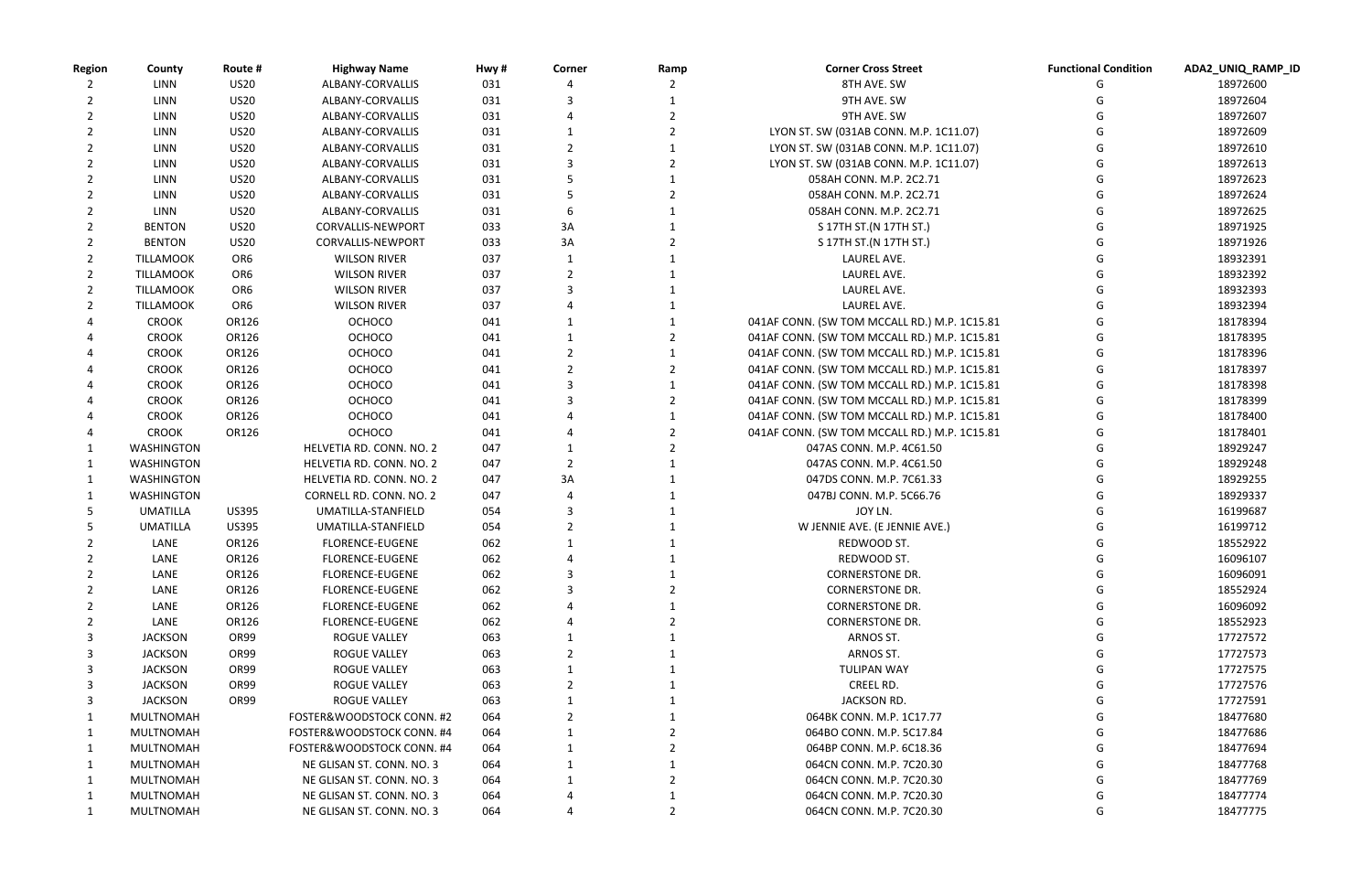| Region | County | Route # | Highway Name | Hwy # | Corner | Ramp | Corner Cross Street | Functional Condition | ADA2_UNIQ_RAMP_ID |
|---|---|---|---|---|---|---|---|---|---|
| 2 | LINN | US20 | ALBANY-CORVALLIS | 031 | 4 | 2 | 8TH AVE. SW | G | 18972600 |
| 2 | LINN | US20 | ALBANY-CORVALLIS | 031 | 3 | 1 | 9TH AVE. SW | G | 18972604 |
| 2 | LINN | US20 | ALBANY-CORVALLIS | 031 | 4 | 2 | 9TH AVE. SW | G | 18972607 |
| 2 | LINN | US20 | ALBANY-CORVALLIS | 031 | 1 | 2 | LYON ST. SW (031AB CONN. M.P. 1C11.07) | G | 18972609 |
| 2 | LINN | US20 | ALBANY-CORVALLIS | 031 | 2 | 1 | LYON ST. SW (031AB CONN. M.P. 1C11.07) | G | 18972610 |
| 2 | LINN | US20 | ALBANY-CORVALLIS | 031 | 3 | 2 | LYON ST. SW (031AB CONN. M.P. 1C11.07) | G | 18972613 |
| 2 | LINN | US20 | ALBANY-CORVALLIS | 031 | 5 | 1 | 058AH CONN. M.P. 2C2.71 | G | 18972623 |
| 2 | LINN | US20 | ALBANY-CORVALLIS | 031 | 5 | 2 | 058AH CONN. M.P. 2C2.71 | G | 18972624 |
| 2 | LINN | US20 | ALBANY-CORVALLIS | 031 | 6 | 1 | 058AH CONN. M.P. 2C2.71 | G | 18972625 |
| 2 | BENTON | US20 | CORVALLIS-NEWPORT | 033 | 3A | 1 | S 17TH ST.(N 17TH ST.) | G | 18971925 |
| 2 | BENTON | US20 | CORVALLIS-NEWPORT | 033 | 3A | 2 | S 17TH ST.(N 17TH ST.) | G | 18971926 |
| 2 | TILLAMOOK | OR6 | WILSON RIVER | 037 | 1 | 1 | LAUREL AVE. | G | 18932391 |
| 2 | TILLAMOOK | OR6 | WILSON RIVER | 037 | 2 | 1 | LAUREL AVE. | G | 18932392 |
| 2 | TILLAMOOK | OR6 | WILSON RIVER | 037 | 3 | 1 | LAUREL AVE. | G | 18932393 |
| 2 | TILLAMOOK | OR6 | WILSON RIVER | 037 | 4 | 1 | LAUREL AVE. | G | 18932394 |
| 4 | CROOK | OR126 | OCHOCO | 041 | 1 | 1 | 041AF CONN. (SW TOM MCCALL RD.) M.P. 1C15.81 | G | 18178394 |
| 4 | CROOK | OR126 | OCHOCO | 041 | 1 | 2 | 041AF CONN. (SW TOM MCCALL RD.) M.P. 1C15.81 | G | 18178395 |
| 4 | CROOK | OR126 | OCHOCO | 041 | 2 | 1 | 041AF CONN. (SW TOM MCCALL RD.) M.P. 1C15.81 | G | 18178396 |
| 4 | CROOK | OR126 | OCHOCO | 041 | 2 | 2 | 041AF CONN. (SW TOM MCCALL RD.) M.P. 1C15.81 | G | 18178397 |
| 4 | CROOK | OR126 | OCHOCO | 041 | 3 | 1 | 041AF CONN. (SW TOM MCCALL RD.) M.P. 1C15.81 | G | 18178398 |
| 4 | CROOK | OR126 | OCHOCO | 041 | 3 | 2 | 041AF CONN. (SW TOM MCCALL RD.) M.P. 1C15.81 | G | 18178399 |
| 4 | CROOK | OR126 | OCHOCO | 041 | 4 | 1 | 041AF CONN. (SW TOM MCCALL RD.) M.P. 1C15.81 | G | 18178400 |
| 4 | CROOK | OR126 | OCHOCO | 041 | 4 | 2 | 041AF CONN. (SW TOM MCCALL RD.) M.P. 1C15.81 | G | 18178401 |
| 1 | WASHINGTON | | HELVETIA RD. CONN. NO. 2 | 047 | 1 | 2 | 047AS CONN. M.P. 4C61.50 | G | 18929247 |
| 1 | WASHINGTON | | HELVETIA RD. CONN. NO. 2 | 047 | 2 | 1 | 047AS CONN. M.P. 4C61.50 | G | 18929248 |
| 1 | WASHINGTON | | HELVETIA RD. CONN. NO. 2 | 047 | 3A | 1 | 047DS CONN. M.P. 7C61.33 | G | 18929255 |
| 1 | WASHINGTON | | CORNELL RD. CONN. NO. 2 | 047 | 4 | 1 | 047BJ CONN. M.P. 5C66.76 | G | 18929337 |
| 5 | UMATILLA | US395 | UMATILLA-STANFIELD | 054 | 3 | 1 | JOY LN. | G | 16199687 |
| 5 | UMATILLA | US395 | UMATILLA-STANFIELD | 054 | 2 | 1 | W JENNIE AVE. (E JENNIE AVE.) | G | 16199712 |
| 2 | LANE | OR126 | FLORENCE-EUGENE | 062 | 1 | 1 | REDWOOD ST. | G | 18552922 |
| 2 | LANE | OR126 | FLORENCE-EUGENE | 062 | 4 | 1 | REDWOOD ST. | G | 16096107 |
| 2 | LANE | OR126 | FLORENCE-EUGENE | 062 | 3 | 1 | CORNERSTONE DR. | G | 16096091 |
| 2 | LANE | OR126 | FLORENCE-EUGENE | 062 | 3 | 2 | CORNERSTONE DR. | G | 18552924 |
| 2 | LANE | OR126 | FLORENCE-EUGENE | 062 | 4 | 1 | CORNERSTONE DR. | G | 16096092 |
| 2 | LANE | OR126 | FLORENCE-EUGENE | 062 | 4 | 2 | CORNERSTONE DR. | G | 18552923 |
| 3 | JACKSON | OR99 | ROGUE VALLEY | 063 | 1 | 1 | ARNOS ST. | G | 17727572 |
| 3 | JACKSON | OR99 | ROGUE VALLEY | 063 | 2 | 1 | ARNOS ST. | G | 17727573 |
| 3 | JACKSON | OR99 | ROGUE VALLEY | 063 | 1 | 1 | TULIPAN WAY | G | 17727575 |
| 3 | JACKSON | OR99 | ROGUE VALLEY | 063 | 2 | 1 | CREEL RD. | G | 17727576 |
| 3 | JACKSON | OR99 | ROGUE VALLEY | 063 | 1 | 1 | JACKSON RD. | G | 17727591 |
| 1 | MULTNOMAH | | FOSTER&WOODSTOCK CONN. #2 | 064 | 2 | 1 | 064BK CONN. M.P. 1C17.77 | G | 18477680 |
| 1 | MULTNOMAH | | FOSTER&WOODSTOCK CONN. #4 | 064 | 1 | 2 | 064BO CONN. M.P. 5C17.84 | G | 18477686 |
| 1 | MULTNOMAH | | FOSTER&WOODSTOCK CONN. #4 | 064 | 1 | 2 | 064BP CONN. M.P. 6C18.36 | G | 18477694 |
| 1 | MULTNOMAH | | NE GLISAN ST. CONN. NO. 3 | 064 | 1 | 1 | 064CN CONN. M.P. 7C20.30 | G | 18477768 |
| 1 | MULTNOMAH | | NE GLISAN ST. CONN. NO. 3 | 064 | 1 | 2 | 064CN CONN. M.P. 7C20.30 | G | 18477769 |
| 1 | MULTNOMAH | | NE GLISAN ST. CONN. NO. 3 | 064 | 4 | 1 | 064CN CONN. M.P. 7C20.30 | G | 18477774 |
| 1 | MULTNOMAH | | NE GLISAN ST. CONN. NO. 3 | 064 | 4 | 2 | 064CN CONN. M.P. 7C20.30 | G | 18477775 |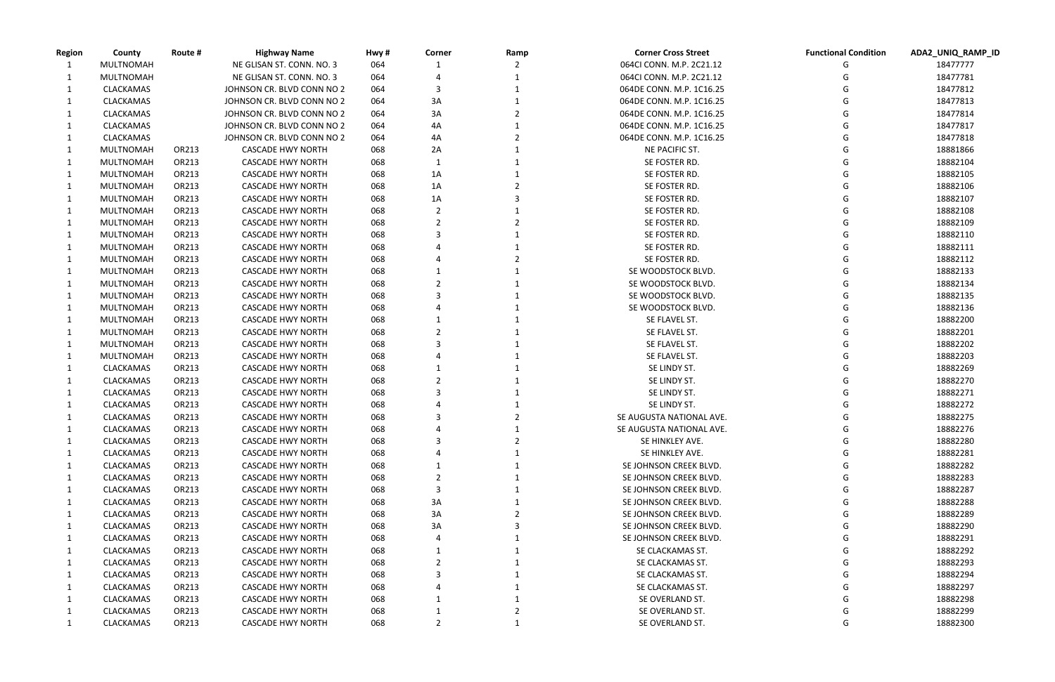| Region | County | Route # | Highway Name | Hwy # | Corner | Ramp | Corner Cross Street | Functional Condition | ADA2_UNIQ_RAMP_ID |
|---|---|---|---|---|---|---|---|---|---|
| 1 | MULTNOMAH | | NE GLISAN ST. CONN. NO. 3 | 064 | 1 | 2 | 064CI CONN. M.P. 2C21.12 | G | 18477777 |
| 1 | MULTNOMAH | | NE GLISAN ST. CONN. NO. 3 | 064 | 4 | 1 | 064CI CONN. M.P. 2C21.12 | G | 18477781 |
| 1 | CLACKAMAS | | JOHNSON CR. BLVD CONN NO 2 | 064 | 3 | 1 | 064DE CONN. M.P. 1C16.25 | G | 18477812 |
| 1 | CLACKAMAS | | JOHNSON CR. BLVD CONN NO 2 | 064 | 3A | 1 | 064DE CONN. M.P. 1C16.25 | G | 18477813 |
| 1 | CLACKAMAS | | JOHNSON CR. BLVD CONN NO 2 | 064 | 3A | 2 | 064DE CONN. M.P. 1C16.25 | G | 18477814 |
| 1 | CLACKAMAS | | JOHNSON CR. BLVD CONN NO 2 | 064 | 4A | 1 | 064DE CONN. M.P. 1C16.25 | G | 18477817 |
| 1 | CLACKAMAS | | JOHNSON CR. BLVD CONN NO 2 | 064 | 4A | 2 | 064DE CONN. M.P. 1C16.25 | G | 18477818 |
| 1 | MULTNOMAH | OR213 | CASCADE HWY NORTH | 068 | 2A | 1 | NE PACIFIC ST. | G | 18881866 |
| 1 | MULTNOMAH | OR213 | CASCADE HWY NORTH | 068 | 1 | 1 | SE FOSTER RD. | G | 18882104 |
| 1 | MULTNOMAH | OR213 | CASCADE HWY NORTH | 068 | 1A | 1 | SE FOSTER RD. | G | 18882105 |
| 1 | MULTNOMAH | OR213 | CASCADE HWY NORTH | 068 | 1A | 2 | SE FOSTER RD. | G | 18882106 |
| 1 | MULTNOMAH | OR213 | CASCADE HWY NORTH | 068 | 1A | 3 | SE FOSTER RD. | G | 18882107 |
| 1 | MULTNOMAH | OR213 | CASCADE HWY NORTH | 068 | 2 | 1 | SE FOSTER RD. | G | 18882108 |
| 1 | MULTNOMAH | OR213 | CASCADE HWY NORTH | 068 | 2 | 2 | SE FOSTER RD. | G | 18882109 |
| 1 | MULTNOMAH | OR213 | CASCADE HWY NORTH | 068 | 3 | 1 | SE FOSTER RD. | G | 18882110 |
| 1 | MULTNOMAH | OR213 | CASCADE HWY NORTH | 068 | 4 | 1 | SE FOSTER RD. | G | 18882111 |
| 1 | MULTNOMAH | OR213 | CASCADE HWY NORTH | 068 | 4 | 2 | SE FOSTER RD. | G | 18882112 |
| 1 | MULTNOMAH | OR213 | CASCADE HWY NORTH | 068 | 1 | 1 | SE WOODSTOCK BLVD. | G | 18882133 |
| 1 | MULTNOMAH | OR213 | CASCADE HWY NORTH | 068 | 2 | 1 | SE WOODSTOCK BLVD. | G | 18882134 |
| 1 | MULTNOMAH | OR213 | CASCADE HWY NORTH | 068 | 3 | 1 | SE WOODSTOCK BLVD. | G | 18882135 |
| 1 | MULTNOMAH | OR213 | CASCADE HWY NORTH | 068 | 4 | 1 | SE WOODSTOCK BLVD. | G | 18882136 |
| 1 | MULTNOMAH | OR213 | CASCADE HWY NORTH | 068 | 1 | 1 | SE FLAVEL ST. | G | 18882200 |
| 1 | MULTNOMAH | OR213 | CASCADE HWY NORTH | 068 | 2 | 1 | SE FLAVEL ST. | G | 18882201 |
| 1 | MULTNOMAH | OR213 | CASCADE HWY NORTH | 068 | 3 | 1 | SE FLAVEL ST. | G | 18882202 |
| 1 | MULTNOMAH | OR213 | CASCADE HWY NORTH | 068 | 4 | 1 | SE FLAVEL ST. | G | 18882203 |
| 1 | CLACKAMAS | OR213 | CASCADE HWY NORTH | 068 | 1 | 1 | SE LINDY ST. | G | 18882269 |
| 1 | CLACKAMAS | OR213 | CASCADE HWY NORTH | 068 | 2 | 1 | SE LINDY ST. | G | 18882270 |
| 1 | CLACKAMAS | OR213 | CASCADE HWY NORTH | 068 | 3 | 1 | SE LINDY ST. | G | 18882271 |
| 1 | CLACKAMAS | OR213 | CASCADE HWY NORTH | 068 | 4 | 1 | SE LINDY ST. | G | 18882272 |
| 1 | CLACKAMAS | OR213 | CASCADE HWY NORTH | 068 | 3 | 2 | SE AUGUSTA NATIONAL AVE. | G | 18882275 |
| 1 | CLACKAMAS | OR213 | CASCADE HWY NORTH | 068 | 4 | 1 | SE AUGUSTA NATIONAL AVE. | G | 18882276 |
| 1 | CLACKAMAS | OR213 | CASCADE HWY NORTH | 068 | 3 | 2 | SE HINKLEY AVE. | G | 18882280 |
| 1 | CLACKAMAS | OR213 | CASCADE HWY NORTH | 068 | 4 | 1 | SE HINKLEY AVE. | G | 18882281 |
| 1 | CLACKAMAS | OR213 | CASCADE HWY NORTH | 068 | 1 | 1 | SE JOHNSON CREEK BLVD. | G | 18882282 |
| 1 | CLACKAMAS | OR213 | CASCADE HWY NORTH | 068 | 2 | 1 | SE JOHNSON CREEK BLVD. | G | 18882283 |
| 1 | CLACKAMAS | OR213 | CASCADE HWY NORTH | 068 | 3 | 1 | SE JOHNSON CREEK BLVD. | G | 18882287 |
| 1 | CLACKAMAS | OR213 | CASCADE HWY NORTH | 068 | 3A | 1 | SE JOHNSON CREEK BLVD. | G | 18882288 |
| 1 | CLACKAMAS | OR213 | CASCADE HWY NORTH | 068 | 3A | 2 | SE JOHNSON CREEK BLVD. | G | 18882289 |
| 1 | CLACKAMAS | OR213 | CASCADE HWY NORTH | 068 | 3A | 3 | SE JOHNSON CREEK BLVD. | G | 18882290 |
| 1 | CLACKAMAS | OR213 | CASCADE HWY NORTH | 068 | 4 | 1 | SE JOHNSON CREEK BLVD. | G | 18882291 |
| 1 | CLACKAMAS | OR213 | CASCADE HWY NORTH | 068 | 1 | 1 | SE CLACKAMAS ST. | G | 18882292 |
| 1 | CLACKAMAS | OR213 | CASCADE HWY NORTH | 068 | 2 | 1 | SE CLACKAMAS ST. | G | 18882293 |
| 1 | CLACKAMAS | OR213 | CASCADE HWY NORTH | 068 | 3 | 1 | SE CLACKAMAS ST. | G | 18882294 |
| 1 | CLACKAMAS | OR213 | CASCADE HWY NORTH | 068 | 4 | 1 | SE CLACKAMAS ST. | G | 18882297 |
| 1 | CLACKAMAS | OR213 | CASCADE HWY NORTH | 068 | 1 | 1 | SE OVERLAND ST. | G | 18882298 |
| 1 | CLACKAMAS | OR213 | CASCADE HWY NORTH | 068 | 1 | 2 | SE OVERLAND ST. | G | 18882299 |
| 1 | CLACKAMAS | OR213 | CASCADE HWY NORTH | 068 | 2 | 1 | SE OVERLAND ST. | G | 18882300 |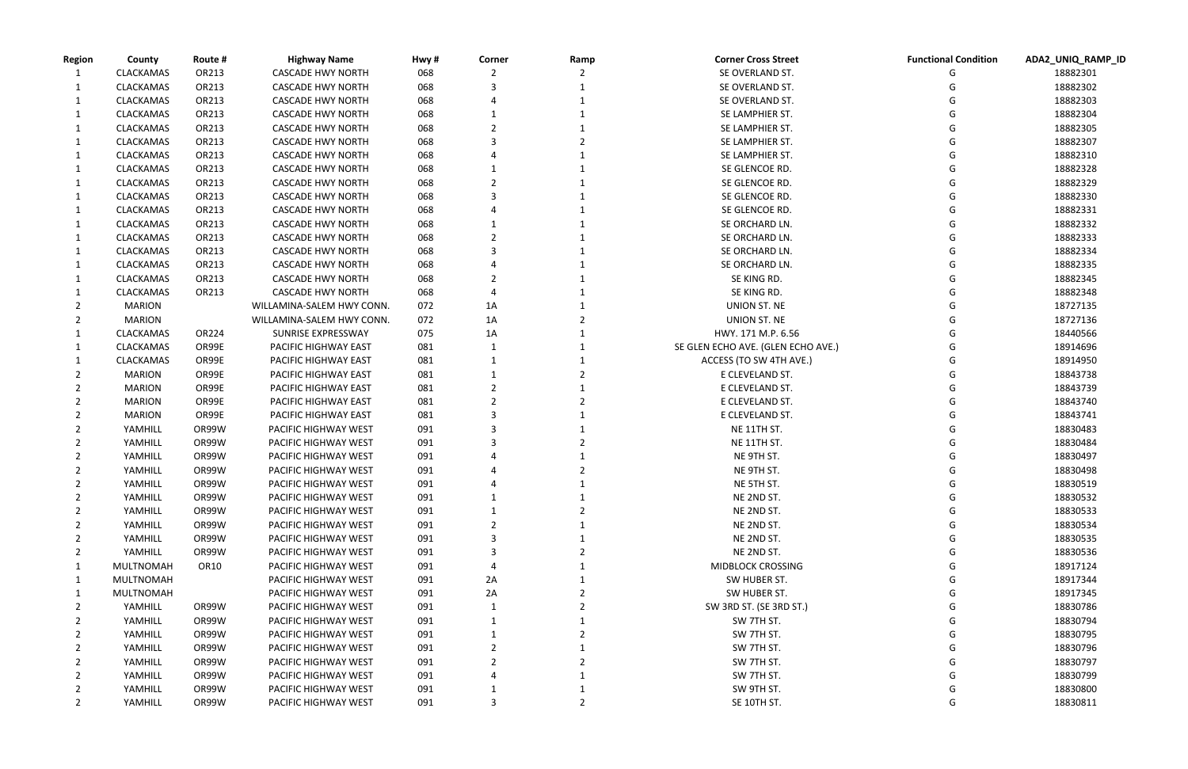| Region | County | Route # | Highway Name | Hwy # | Corner | Ramp | Corner Cross Street | Functional Condition | ADA2_UNIQ_RAMP_ID |
|---|---|---|---|---|---|---|---|---|---|
| 1 | CLACKAMAS | OR213 | CASCADE HWY NORTH | 068 | 2 | 2 | SE OVERLAND ST. | G | 18882301 |
| 1 | CLACKAMAS | OR213 | CASCADE HWY NORTH | 068 | 3 | 1 | SE OVERLAND ST. | G | 18882302 |
| 1 | CLACKAMAS | OR213 | CASCADE HWY NORTH | 068 | 4 | 1 | SE OVERLAND ST. | G | 18882303 |
| 1 | CLACKAMAS | OR213 | CASCADE HWY NORTH | 068 | 1 | 1 | SE LAMPHIER ST. | G | 18882304 |
| 1 | CLACKAMAS | OR213 | CASCADE HWY NORTH | 068 | 2 | 1 | SE LAMPHIER ST. | G | 18882305 |
| 1 | CLACKAMAS | OR213 | CASCADE HWY NORTH | 068 | 3 | 2 | SE LAMPHIER ST. | G | 18882307 |
| 1 | CLACKAMAS | OR213 | CASCADE HWY NORTH | 068 | 4 | 1 | SE LAMPHIER ST. | G | 18882310 |
| 1 | CLACKAMAS | OR213 | CASCADE HWY NORTH | 068 | 1 | 1 | SE GLENCOE RD. | G | 18882328 |
| 1 | CLACKAMAS | OR213 | CASCADE HWY NORTH | 068 | 2 | 1 | SE GLENCOE RD. | G | 18882329 |
| 1 | CLACKAMAS | OR213 | CASCADE HWY NORTH | 068 | 3 | 1 | SE GLENCOE RD. | G | 18882330 |
| 1 | CLACKAMAS | OR213 | CASCADE HWY NORTH | 068 | 4 | 1 | SE GLENCOE RD. | G | 18882331 |
| 1 | CLACKAMAS | OR213 | CASCADE HWY NORTH | 068 | 1 | 1 | SE ORCHARD LN. | G | 18882332 |
| 1 | CLACKAMAS | OR213 | CASCADE HWY NORTH | 068 | 2 | 1 | SE ORCHARD LN. | G | 18882333 |
| 1 | CLACKAMAS | OR213 | CASCADE HWY NORTH | 068 | 3 | 1 | SE ORCHARD LN. | G | 18882334 |
| 1 | CLACKAMAS | OR213 | CASCADE HWY NORTH | 068 | 4 | 1 | SE ORCHARD LN. | G | 18882335 |
| 1 | CLACKAMAS | OR213 | CASCADE HWY NORTH | 068 | 2 | 1 | SE KING RD. | G | 18882345 |
| 1 | CLACKAMAS | OR213 | CASCADE HWY NORTH | 068 | 4 | 1 | SE KING RD. | G | 18882348 |
| 2 | MARION | | WILLAMINA-SALEM HWY CONN. | 072 | 1A | 1 | UNION ST. NE | G | 18727135 |
| 2 | MARION | | WILLAMINA-SALEM HWY CONN. | 072 | 1A | 2 | UNION ST. NE | G | 18727136 |
| 1 | CLACKAMAS | OR224 | SUNRISE EXPRESSWAY | 075 | 1A | 1 | HWY. 171 M.P. 6.56 | G | 18440566 |
| 1 | CLACKAMAS | OR99E | PACIFIC HIGHWAY EAST | 081 | 1 | 1 | SE GLEN ECHO AVE. (GLEN ECHO AVE.) | G | 18914696 |
| 1 | CLACKAMAS | OR99E | PACIFIC HIGHWAY EAST | 081 | 1 | 1 | ACCESS (TO SW 4TH AVE.) | G | 18914950 |
| 2 | MARION | OR99E | PACIFIC HIGHWAY EAST | 081 | 1 | 2 | E CLEVELAND ST. | G | 18843738 |
| 2 | MARION | OR99E | PACIFIC HIGHWAY EAST | 081 | 2 | 1 | E CLEVELAND ST. | G | 18843739 |
| 2 | MARION | OR99E | PACIFIC HIGHWAY EAST | 081 | 2 | 2 | E CLEVELAND ST. | G | 18843740 |
| 2 | MARION | OR99E | PACIFIC HIGHWAY EAST | 081 | 3 | 1 | E CLEVELAND ST. | G | 18843741 |
| 2 | YAMHILL | OR99W | PACIFIC HIGHWAY WEST | 091 | 3 | 1 | NE 11TH ST. | G | 18830483 |
| 2 | YAMHILL | OR99W | PACIFIC HIGHWAY WEST | 091 | 3 | 2 | NE 11TH ST. | G | 18830484 |
| 2 | YAMHILL | OR99W | PACIFIC HIGHWAY WEST | 091 | 4 | 1 | NE 9TH ST. | G | 18830497 |
| 2 | YAMHILL | OR99W | PACIFIC HIGHWAY WEST | 091 | 4 | 2 | NE 9TH ST. | G | 18830498 |
| 2 | YAMHILL | OR99W | PACIFIC HIGHWAY WEST | 091 | 4 | 1 | NE 5TH ST. | G | 18830519 |
| 2 | YAMHILL | OR99W | PACIFIC HIGHWAY WEST | 091 | 1 | 1 | NE 2ND ST. | G | 18830532 |
| 2 | YAMHILL | OR99W | PACIFIC HIGHWAY WEST | 091 | 1 | 2 | NE 2ND ST. | G | 18830533 |
| 2 | YAMHILL | OR99W | PACIFIC HIGHWAY WEST | 091 | 2 | 1 | NE 2ND ST. | G | 18830534 |
| 2 | YAMHILL | OR99W | PACIFIC HIGHWAY WEST | 091 | 3 | 1 | NE 2ND ST. | G | 18830535 |
| 2 | YAMHILL | OR99W | PACIFIC HIGHWAY WEST | 091 | 3 | 2 | NE 2ND ST. | G | 18830536 |
| 1 | MULTNOMAH | OR10 | PACIFIC HIGHWAY WEST | 091 | 4 | 1 | MIDBLOCK CROSSING | G | 18917124 |
| 1 | MULTNOMAH | | PACIFIC HIGHWAY WEST | 091 | 2A | 1 | SW HUBER ST. | G | 18917344 |
| 1 | MULTNOMAH | | PACIFIC HIGHWAY WEST | 091 | 2A | 2 | SW HUBER ST. | G | 18917345 |
| 2 | YAMHILL | OR99W | PACIFIC HIGHWAY WEST | 091 | 1 | 2 | SW 3RD ST. (SE 3RD ST.) | G | 18830786 |
| 2 | YAMHILL | OR99W | PACIFIC HIGHWAY WEST | 091 | 1 | 1 | SW 7TH ST. | G | 18830794 |
| 2 | YAMHILL | OR99W | PACIFIC HIGHWAY WEST | 091 | 1 | 2 | SW 7TH ST. | G | 18830795 |
| 2 | YAMHILL | OR99W | PACIFIC HIGHWAY WEST | 091 | 2 | 1 | SW 7TH ST. | G | 18830796 |
| 2 | YAMHILL | OR99W | PACIFIC HIGHWAY WEST | 091 | 2 | 2 | SW 7TH ST. | G | 18830797 |
| 2 | YAMHILL | OR99W | PACIFIC HIGHWAY WEST | 091 | 4 | 1 | SW 7TH ST. | G | 18830799 |
| 2 | YAMHILL | OR99W | PACIFIC HIGHWAY WEST | 091 | 1 | 1 | SW 9TH ST. | G | 18830800 |
| 2 | YAMHILL | OR99W | PACIFIC HIGHWAY WEST | 091 | 3 | 2 | SE 10TH ST. | G | 18830811 |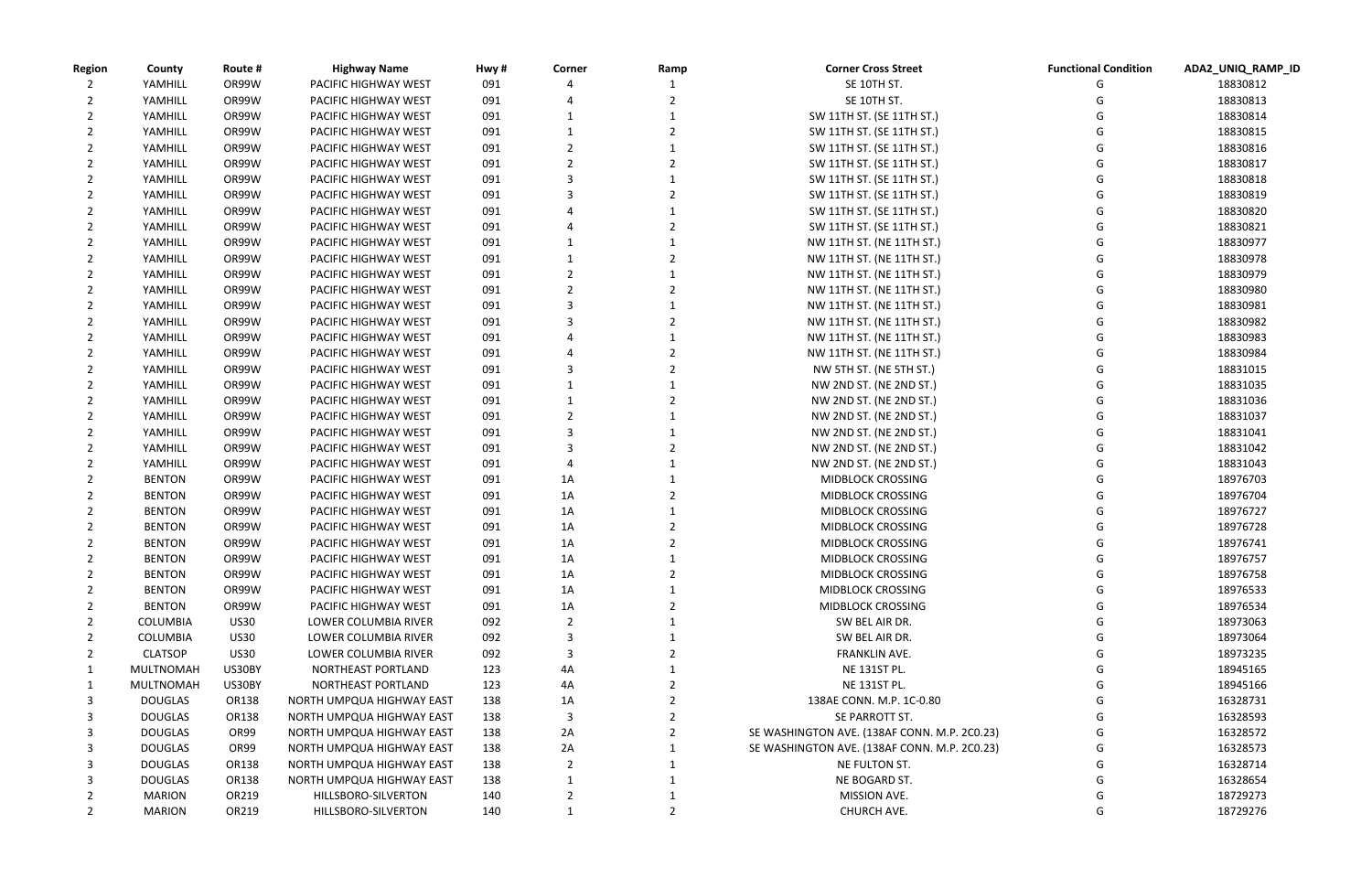| Region | County | Route # | Highway Name | Hwy # | Corner | Ramp | Corner Cross Street | Functional Condition | ADA2_UNIQ_RAMP_ID |
|---|---|---|---|---|---|---|---|---|---|
| 2 | YAMHILL | OR99W | PACIFIC HIGHWAY WEST | 091 | 4 | 1 | SE 10TH ST. | G | 18830812 |
| 2 | YAMHILL | OR99W | PACIFIC HIGHWAY WEST | 091 | 4 | 2 | SE 10TH ST. | G | 18830813 |
| 2 | YAMHILL | OR99W | PACIFIC HIGHWAY WEST | 091 | 1 | 1 | SW 11TH ST. (SE 11TH ST.) | G | 18830814 |
| 2 | YAMHILL | OR99W | PACIFIC HIGHWAY WEST | 091 | 1 | 2 | SW 11TH ST. (SE 11TH ST.) | G | 18830815 |
| 2 | YAMHILL | OR99W | PACIFIC HIGHWAY WEST | 091 | 2 | 1 | SW 11TH ST. (SE 11TH ST.) | G | 18830816 |
| 2 | YAMHILL | OR99W | PACIFIC HIGHWAY WEST | 091 | 2 | 2 | SW 11TH ST. (SE 11TH ST.) | G | 18830817 |
| 2 | YAMHILL | OR99W | PACIFIC HIGHWAY WEST | 091 | 3 | 1 | SW 11TH ST. (SE 11TH ST.) | G | 18830818 |
| 2 | YAMHILL | OR99W | PACIFIC HIGHWAY WEST | 091 | 3 | 2 | SW 11TH ST. (SE 11TH ST.) | G | 18830819 |
| 2 | YAMHILL | OR99W | PACIFIC HIGHWAY WEST | 091 | 4 | 1 | SW 11TH ST. (SE 11TH ST.) | G | 18830820 |
| 2 | YAMHILL | OR99W | PACIFIC HIGHWAY WEST | 091 | 4 | 2 | SW 11TH ST. (SE 11TH ST.) | G | 18830821 |
| 2 | YAMHILL | OR99W | PACIFIC HIGHWAY WEST | 091 | 1 | 1 | NW 11TH ST. (NE 11TH ST.) | G | 18830977 |
| 2 | YAMHILL | OR99W | PACIFIC HIGHWAY WEST | 091 | 1 | 2 | NW 11TH ST. (NE 11TH ST.) | G | 18830978 |
| 2 | YAMHILL | OR99W | PACIFIC HIGHWAY WEST | 091 | 2 | 1 | NW 11TH ST. (NE 11TH ST.) | G | 18830979 |
| 2 | YAMHILL | OR99W | PACIFIC HIGHWAY WEST | 091 | 2 | 2 | NW 11TH ST. (NE 11TH ST.) | G | 18830980 |
| 2 | YAMHILL | OR99W | PACIFIC HIGHWAY WEST | 091 | 3 | 1 | NW 11TH ST. (NE 11TH ST.) | G | 18830981 |
| 2 | YAMHILL | OR99W | PACIFIC HIGHWAY WEST | 091 | 3 | 2 | NW 11TH ST. (NE 11TH ST.) | G | 18830982 |
| 2 | YAMHILL | OR99W | PACIFIC HIGHWAY WEST | 091 | 4 | 1 | NW 11TH ST. (NE 11TH ST.) | G | 18830983 |
| 2 | YAMHILL | OR99W | PACIFIC HIGHWAY WEST | 091 | 4 | 2 | NW 11TH ST. (NE 11TH ST.) | G | 18830984 |
| 2 | YAMHILL | OR99W | PACIFIC HIGHWAY WEST | 091 | 3 | 2 | NW 5TH ST. (NE 5TH ST.) | G | 18831015 |
| 2 | YAMHILL | OR99W | PACIFIC HIGHWAY WEST | 091 | 1 | 1 | NW 2ND ST. (NE 2ND ST.) | G | 18831035 |
| 2 | YAMHILL | OR99W | PACIFIC HIGHWAY WEST | 091 | 1 | 2 | NW 2ND ST. (NE 2ND ST.) | G | 18831036 |
| 2 | YAMHILL | OR99W | PACIFIC HIGHWAY WEST | 091 | 2 | 1 | NW 2ND ST. (NE 2ND ST.) | G | 18831037 |
| 2 | YAMHILL | OR99W | PACIFIC HIGHWAY WEST | 091 | 3 | 1 | NW 2ND ST. (NE 2ND ST.) | G | 18831041 |
| 2 | YAMHILL | OR99W | PACIFIC HIGHWAY WEST | 091 | 3 | 2 | NW 2ND ST. (NE 2ND ST.) | G | 18831042 |
| 2 | YAMHILL | OR99W | PACIFIC HIGHWAY WEST | 091 | 4 | 1 | NW 2ND ST. (NE 2ND ST.) | G | 18831043 |
| 2 | BENTON | OR99W | PACIFIC HIGHWAY WEST | 091 | 1A | 1 | MIDBLOCK CROSSING | G | 18976703 |
| 2 | BENTON | OR99W | PACIFIC HIGHWAY WEST | 091 | 1A | 2 | MIDBLOCK CROSSING | G | 18976704 |
| 2 | BENTON | OR99W | PACIFIC HIGHWAY WEST | 091 | 1A | 1 | MIDBLOCK CROSSING | G | 18976727 |
| 2 | BENTON | OR99W | PACIFIC HIGHWAY WEST | 091 | 1A | 2 | MIDBLOCK CROSSING | G | 18976728 |
| 2 | BENTON | OR99W | PACIFIC HIGHWAY WEST | 091 | 1A | 2 | MIDBLOCK CROSSING | G | 18976741 |
| 2 | BENTON | OR99W | PACIFIC HIGHWAY WEST | 091 | 1A | 1 | MIDBLOCK CROSSING | G | 18976757 |
| 2 | BENTON | OR99W | PACIFIC HIGHWAY WEST | 091 | 1A | 2 | MIDBLOCK CROSSING | G | 18976758 |
| 2 | BENTON | OR99W | PACIFIC HIGHWAY WEST | 091 | 1A | 1 | MIDBLOCK CROSSING | G | 18976533 |
| 2 | BENTON | OR99W | PACIFIC HIGHWAY WEST | 091 | 1A | 2 | MIDBLOCK CROSSING | G | 18976534 |
| 2 | COLUMBIA | US30 | LOWER COLUMBIA RIVER | 092 | 2 | 1 | SW BEL AIR DR. | G | 18973063 |
| 2 | COLUMBIA | US30 | LOWER COLUMBIA RIVER | 092 | 3 | 1 | SW BEL AIR DR. | G | 18973064 |
| 2 | CLATSOP | US30 | LOWER COLUMBIA RIVER | 092 | 3 | 2 | FRANKLIN AVE. | G | 18973235 |
| 1 | MULTNOMAH | US30BY | NORTHEAST PORTLAND | 123 | 4A | 1 | NE 131ST PL. | G | 18945165 |
| 1 | MULTNOMAH | US30BY | NORTHEAST PORTLAND | 123 | 4A | 2 | NE 131ST PL. | G | 18945166 |
| 3 | DOUGLAS | OR138 | NORTH UMPQUA HIGHWAY EAST | 138 | 1A | 2 | 138AE CONN. M.P. 1C-0.80 | G | 16328731 |
| 3 | DOUGLAS | OR138 | NORTH UMPQUA HIGHWAY EAST | 138 | 3 | 2 | SE PARROTT ST. | G | 16328593 |
| 3 | DOUGLAS | OR99 | NORTH UMPQUA HIGHWAY EAST | 138 | 2A | 2 | SE WASHINGTON AVE. (138AF CONN. M.P. 2C0.23) | G | 16328572 |
| 3 | DOUGLAS | OR99 | NORTH UMPQUA HIGHWAY EAST | 138 | 2A | 1 | SE WASHINGTON AVE. (138AF CONN. M.P. 2C0.23) | G | 16328573 |
| 3 | DOUGLAS | OR138 | NORTH UMPQUA HIGHWAY EAST | 138 | 2 | 1 | NE FULTON ST. | G | 16328714 |
| 3 | DOUGLAS | OR138 | NORTH UMPQUA HIGHWAY EAST | 138 | 1 | 1 | NE BOGARD ST. | G | 16328654 |
| 2 | MARION | OR219 | HILLSBORO-SILVERTON | 140 | 2 | 1 | MISSION AVE. | G | 18729273 |
| 2 | MARION | OR219 | HILLSBORO-SILVERTON | 140 | 1 | 2 | CHURCH AVE. | G | 18729276 |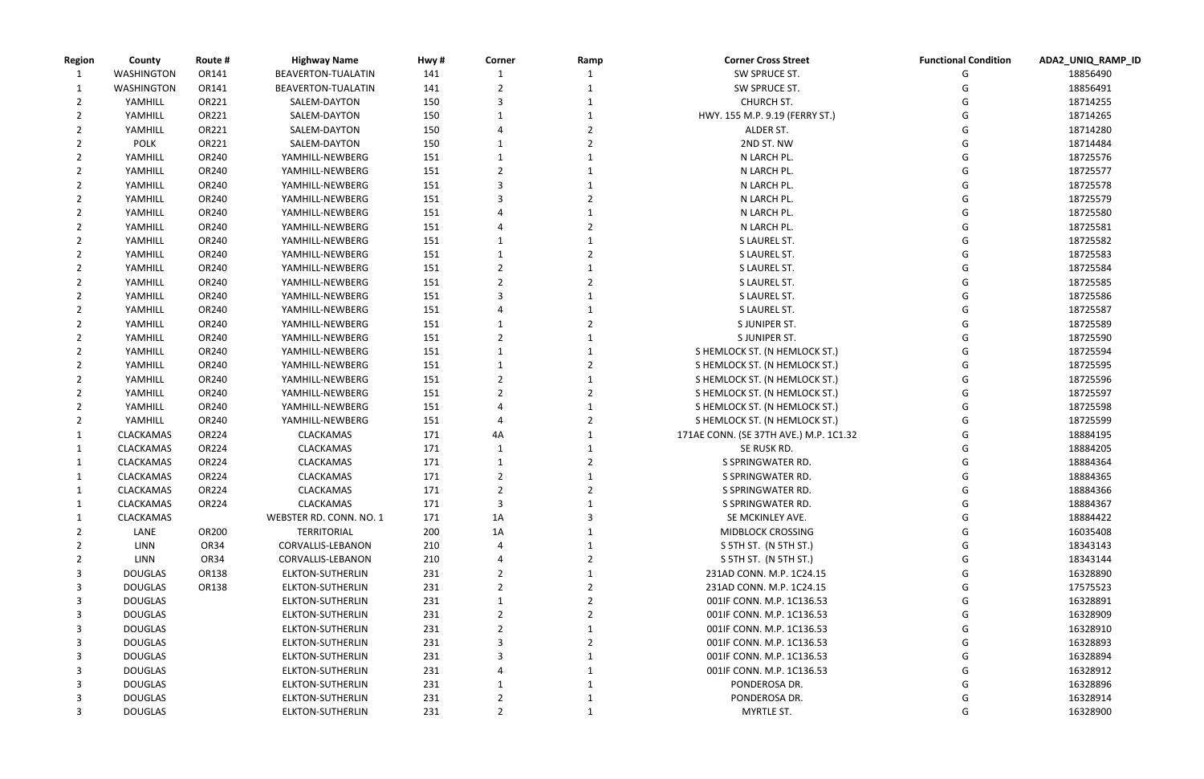| Region | County | Route # | Highway Name | Hwy # | Corner | Ramp | Corner Cross Street | Functional Condition | ADA2_UNIQ_RAMP_ID |
|---|---|---|---|---|---|---|---|---|---|
| 1 | WASHINGTON | OR141 | BEAVERTON-TUALATIN | 141 | 1 | 1 | SW SPRUCE ST. | G | 18856490 |
| 1 | WASHINGTON | OR141 | BEAVERTON-TUALATIN | 141 | 2 | 1 | SW SPRUCE ST. | G | 18856491 |
| 2 | YAMHILL | OR221 | SALEM-DAYTON | 150 | 3 | 1 | CHURCH ST. | G | 18714255 |
| 2 | YAMHILL | OR221 | SALEM-DAYTON | 150 | 1 | 1 | HWY. 155 M.P. 9.19 (FERRY ST.) | G | 18714265 |
| 2 | YAMHILL | OR221 | SALEM-DAYTON | 150 | 4 | 2 | ALDER ST. | G | 18714280 |
| 2 | POLK | OR221 | SALEM-DAYTON | 150 | 1 | 2 | 2ND ST. NW | G | 18714484 |
| 2 | YAMHILL | OR240 | YAMHILL-NEWBERG | 151 | 1 | 1 | N LARCH PL. | G | 18725576 |
| 2 | YAMHILL | OR240 | YAMHILL-NEWBERG | 151 | 2 | 1 | N LARCH PL. | G | 18725577 |
| 2 | YAMHILL | OR240 | YAMHILL-NEWBERG | 151 | 3 | 1 | N LARCH PL. | G | 18725578 |
| 2 | YAMHILL | OR240 | YAMHILL-NEWBERG | 151 | 3 | 2 | N LARCH PL. | G | 18725579 |
| 2 | YAMHILL | OR240 | YAMHILL-NEWBERG | 151 | 4 | 1 | N LARCH PL. | G | 18725580 |
| 2 | YAMHILL | OR240 | YAMHILL-NEWBERG | 151 | 4 | 2 | N LARCH PL. | G | 18725581 |
| 2 | YAMHILL | OR240 | YAMHILL-NEWBERG | 151 | 1 | 1 | S LAUREL ST. | G | 18725582 |
| 2 | YAMHILL | OR240 | YAMHILL-NEWBERG | 151 | 1 | 2 | S LAUREL ST. | G | 18725583 |
| 2 | YAMHILL | OR240 | YAMHILL-NEWBERG | 151 | 2 | 1 | S LAUREL ST. | G | 18725584 |
| 2 | YAMHILL | OR240 | YAMHILL-NEWBERG | 151 | 2 | 2 | S LAUREL ST. | G | 18725585 |
| 2 | YAMHILL | OR240 | YAMHILL-NEWBERG | 151 | 3 | 1 | S LAUREL ST. | G | 18725586 |
| 2 | YAMHILL | OR240 | YAMHILL-NEWBERG | 151 | 4 | 1 | S LAUREL ST. | G | 18725587 |
| 2 | YAMHILL | OR240 | YAMHILL-NEWBERG | 151 | 1 | 2 | S JUNIPER ST. | G | 18725589 |
| 2 | YAMHILL | OR240 | YAMHILL-NEWBERG | 151 | 2 | 1 | S JUNIPER ST. | G | 18725590 |
| 2 | YAMHILL | OR240 | YAMHILL-NEWBERG | 151 | 1 | 1 | S HEMLOCK ST. (N HEMLOCK ST.) | G | 18725594 |
| 2 | YAMHILL | OR240 | YAMHILL-NEWBERG | 151 | 1 | 2 | S HEMLOCK ST. (N HEMLOCK ST.) | G | 18725595 |
| 2 | YAMHILL | OR240 | YAMHILL-NEWBERG | 151 | 2 | 1 | S HEMLOCK ST. (N HEMLOCK ST.) | G | 18725596 |
| 2 | YAMHILL | OR240 | YAMHILL-NEWBERG | 151 | 2 | 2 | S HEMLOCK ST. (N HEMLOCK ST.) | G | 18725597 |
| 2 | YAMHILL | OR240 | YAMHILL-NEWBERG | 151 | 4 | 1 | S HEMLOCK ST. (N HEMLOCK ST.) | G | 18725598 |
| 2 | YAMHILL | OR240 | YAMHILL-NEWBERG | 151 | 4 | 2 | S HEMLOCK ST. (N HEMLOCK ST.) | G | 18725599 |
| 1 | CLACKAMAS | OR224 | CLACKAMAS | 171 | 4A | 1 | 171AE CONN. (SE 37TH AVE.) M.P. 1C1.32 | G | 18884195 |
| 1 | CLACKAMAS | OR224 | CLACKAMAS | 171 | 1 | 1 | SE RUSK RD. | G | 18884205 |
| 1 | CLACKAMAS | OR224 | CLACKAMAS | 171 | 1 | 2 | S SPRINGWATER RD. | G | 18884364 |
| 1 | CLACKAMAS | OR224 | CLACKAMAS | 171 | 2 | 1 | S SPRINGWATER RD. | G | 18884365 |
| 1 | CLACKAMAS | OR224 | CLACKAMAS | 171 | 2 | 2 | S SPRINGWATER RD. | G | 18884366 |
| 1 | CLACKAMAS | OR224 | CLACKAMAS | 171 | 3 | 1 | S SPRINGWATER RD. | G | 18884367 |
| 1 | CLACKAMAS | | WEBSTER RD. CONN. NO. 1 | 171 | 1A | 3 | SE MCKINLEY AVE. | G | 18884422 |
| 2 | LANE | OR200 | TERRITORIAL | 200 | 1A | 1 | MIDBLOCK CROSSING | G | 16035408 |
| 2 | LINN | OR34 | CORVALLIS-LEBANON | 210 | 4 | 1 | S 5TH ST. (N 5TH ST.) | G | 18343143 |
| 2 | LINN | OR34 | CORVALLIS-LEBANON | 210 | 4 | 2 | S 5TH ST. (N 5TH ST.) | G | 18343144 |
| 3 | DOUGLAS | OR138 | ELKTON-SUTHERLIN | 231 | 2 | 1 | 231AD CONN. M.P. 1C24.15 | G | 16328890 |
| 3 | DOUGLAS | OR138 | ELKTON-SUTHERLIN | 231 | 2 | 2 | 231AD CONN. M.P. 1C24.15 | G | 17575523 |
| 3 | DOUGLAS | | ELKTON-SUTHERLIN | 231 | 1 | 2 | 001IF CONN. M.P. 1C136.53 | G | 16328891 |
| 3 | DOUGLAS | | ELKTON-SUTHERLIN | 231 | 2 | 2 | 001IF CONN. M.P. 1C136.53 | G | 16328909 |
| 3 | DOUGLAS | | ELKTON-SUTHERLIN | 231 | 2 | 1 | 001IF CONN. M.P. 1C136.53 | G | 16328910 |
| 3 | DOUGLAS | | ELKTON-SUTHERLIN | 231 | 3 | 2 | 001IF CONN. M.P. 1C136.53 | G | 16328893 |
| 3 | DOUGLAS | | ELKTON-SUTHERLIN | 231 | 3 | 1 | 001IF CONN. M.P. 1C136.53 | G | 16328894 |
| 3 | DOUGLAS | | ELKTON-SUTHERLIN | 231 | 4 | 1 | 001IF CONN. M.P. 1C136.53 | G | 16328912 |
| 3 | DOUGLAS | | ELKTON-SUTHERLIN | 231 | 1 | 1 | PONDEROSA DR. | G | 16328896 |
| 3 | DOUGLAS | | ELKTON-SUTHERLIN | 231 | 2 | 1 | PONDEROSA DR. | G | 16328914 |
| 3 | DOUGLAS | | ELKTON-SUTHERLIN | 231 | 2 | 1 | MYRTLE ST. | G | 16328900 |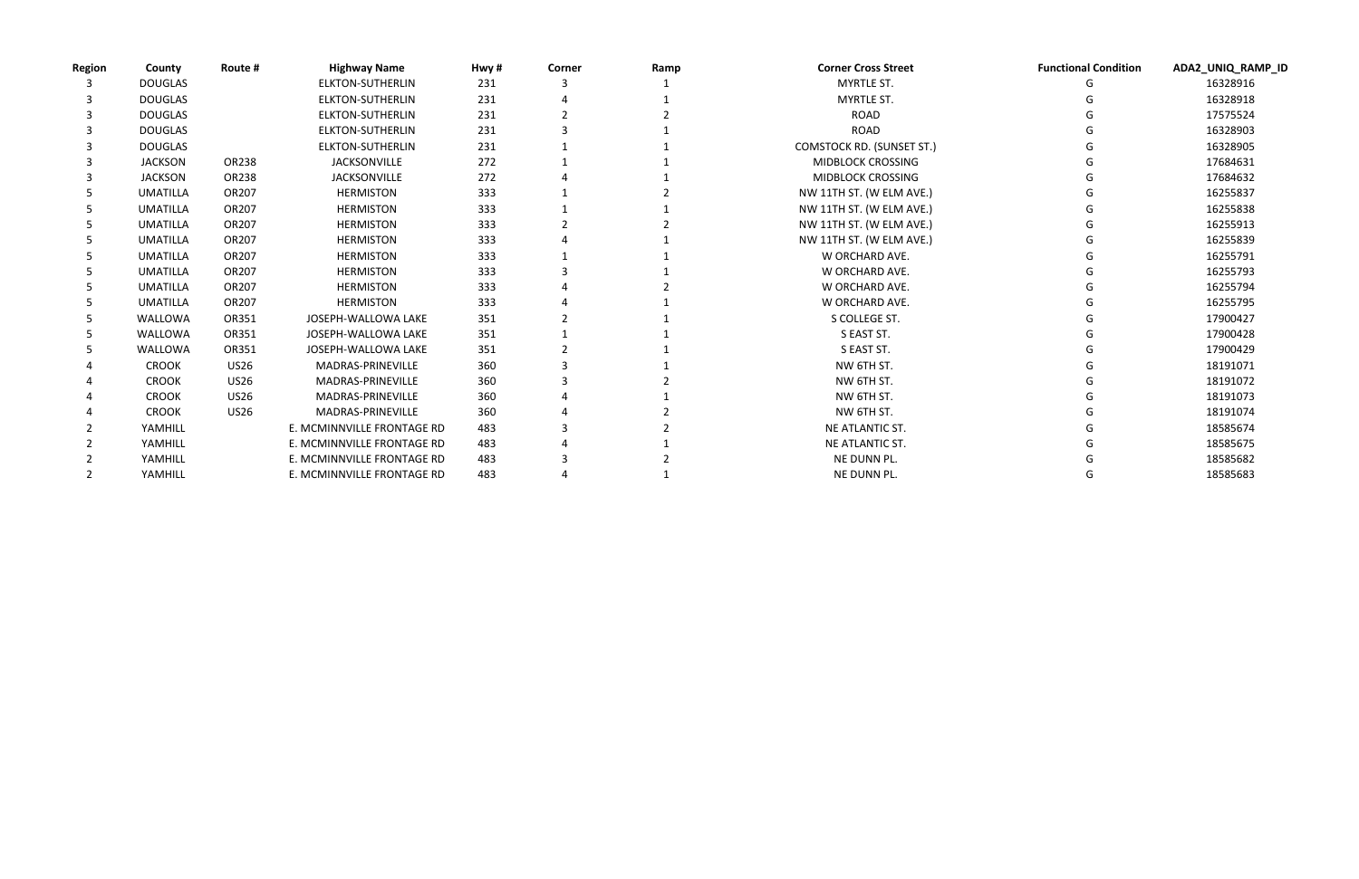| Region | County | Route # | Highway Name | Hwy # | Corner | Ramp | Corner Cross Street | Functional Condition | ADA2_UNIQ_RAMP_ID |
|---|---|---|---|---|---|---|---|---|---|
| 3 | DOUGLAS | | ELKTON-SUTHERLIN | 231 | 3 | 1 | MYRTLE ST. | G | 16328916 |
| 3 | DOUGLAS | | ELKTON-SUTHERLIN | 231 | 4 | 1 | MYRTLE ST. | G | 16328918 |
| 3 | DOUGLAS | | ELKTON-SUTHERLIN | 231 | 2 | 2 | ROAD | G | 17575524 |
| 3 | DOUGLAS | | ELKTON-SUTHERLIN | 231 | 3 | 1 | ROAD | G | 16328903 |
| 3 | DOUGLAS | | ELKTON-SUTHERLIN | 231 | 1 | 1 | COMSTOCK RD. (SUNSET ST.) | G | 16328905 |
| 3 | JACKSON | OR238 | JACKSONVILLE | 272 | 1 | 1 | MIDBLOCK CROSSING | G | 17684631 |
| 3 | JACKSON | OR238 | JACKSONVILLE | 272 | 4 | 1 | MIDBLOCK CROSSING | G | 17684632 |
| 5 | UMATILLA | OR207 | HERMISTON | 333 | 1 | 2 | NW 11TH ST. (W ELM AVE.) | G | 16255837 |
| 5 | UMATILLA | OR207 | HERMISTON | 333 | 1 | 1 | NW 11TH ST. (W ELM AVE.) | G | 16255838 |
| 5 | UMATILLA | OR207 | HERMISTON | 333 | 2 | 2 | NW 11TH ST. (W ELM AVE.) | G | 16255913 |
| 5 | UMATILLA | OR207 | HERMISTON | 333 | 4 | 1 | NW 11TH ST. (W ELM AVE.) | G | 16255839 |
| 5 | UMATILLA | OR207 | HERMISTON | 333 | 1 | 1 | W ORCHARD AVE. | G | 16255791 |
| 5 | UMATILLA | OR207 | HERMISTON | 333 | 3 | 1 | W ORCHARD AVE. | G | 16255793 |
| 5 | UMATILLA | OR207 | HERMISTON | 333 | 4 | 2 | W ORCHARD AVE. | G | 16255794 |
| 5 | UMATILLA | OR207 | HERMISTON | 333 | 4 | 1 | W ORCHARD AVE. | G | 16255795 |
| 5 | WALLOWA | OR351 | JOSEPH-WALLOWA LAKE | 351 | 2 | 1 | S COLLEGE ST. | G | 17900427 |
| 5 | WALLOWA | OR351 | JOSEPH-WALLOWA LAKE | 351 | 1 | 1 | S EAST ST. | G | 17900428 |
| 5 | WALLOWA | OR351 | JOSEPH-WALLOWA LAKE | 351 | 2 | 1 | S EAST ST. | G | 17900429 |
| 4 | CROOK | US26 | MADRAS-PRINEVILLE | 360 | 3 | 1 | NW 6TH ST. | G | 18191071 |
| 4 | CROOK | US26 | MADRAS-PRINEVILLE | 360 | 3 | 2 | NW 6TH ST. | G | 18191072 |
| 4 | CROOK | US26 | MADRAS-PRINEVILLE | 360 | 4 | 1 | NW 6TH ST. | G | 18191073 |
| 4 | CROOK | US26 | MADRAS-PRINEVILLE | 360 | 4 | 2 | NW 6TH ST. | G | 18191074 |
| 2 | YAMHILL | | E. MCMINNVILLE FRONTAGE RD | 483 | 3 | 2 | NE ATLANTIC ST. | G | 18585674 |
| 2 | YAMHILL | | E. MCMINNVILLE FRONTAGE RD | 483 | 4 | 1 | NE ATLANTIC ST. | G | 18585675 |
| 2 | YAMHILL | | E. MCMINNVILLE FRONTAGE RD | 483 | 3 | 2 | NE DUNN PL. | G | 18585682 |
| 2 | YAMHILL | | E. MCMINNVILLE FRONTAGE RD | 483 | 4 | 1 | NE DUNN PL. | G | 18585683 |